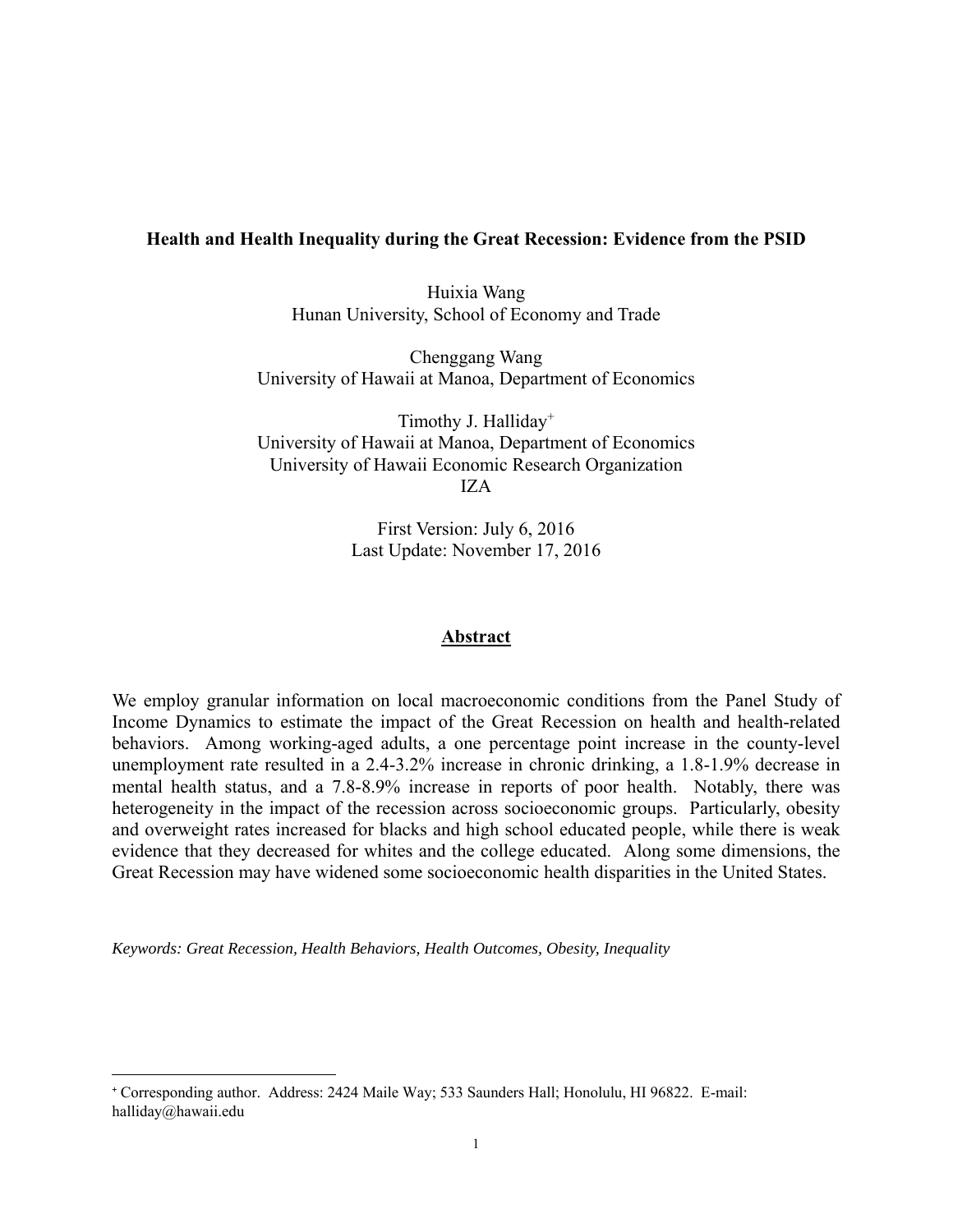**Health and Health Inequality during the Great Recession: Evidence from the PSID**

Huixia Wang
Hunan University, School of Economy and Trade

Chenggang Wang
University of Hawaii at Manoa, Department of Economics

Timothy J. Halliday[+]
University of Hawaii at Manoa, Department of Economics
University of Hawaii Economic Research Organization
IZA

First Version: July 6, 2016
Last Update: November 17, 2016

## Abstract

We employ granular information on local macroeconomic conditions from the Panel Study of Income Dynamics to estimate the impact of the Great Recession on health and health-related behaviors. Among working-aged adults, a one percentage point increase in the county-level unemployment rate resulted in a 2.4-3.2% increase in chronic drinking, a 1.8-1.9% decrease in mental health status, and a 7.8-8.9% increase in reports of poor health. Notably, there was heterogeneity in the impact of the recession across socioeconomic groups. Particularly, obesity and overweight rates increased for blacks and high school educated people, while there is weak evidence that they decreased for whites and the college educated. Along some dimensions, the Great Recession may have widened some socioeconomic health disparities in the United States.

*Keywords: Great Recession, Health Behaviors, Health Outcomes, Obesity, Inequality*

---

[+] Corresponding author. Address: 2424 Maile Way; 533 Saunders Hall; Honolulu, HI 96822. E-mail: halliday@hawaii.edu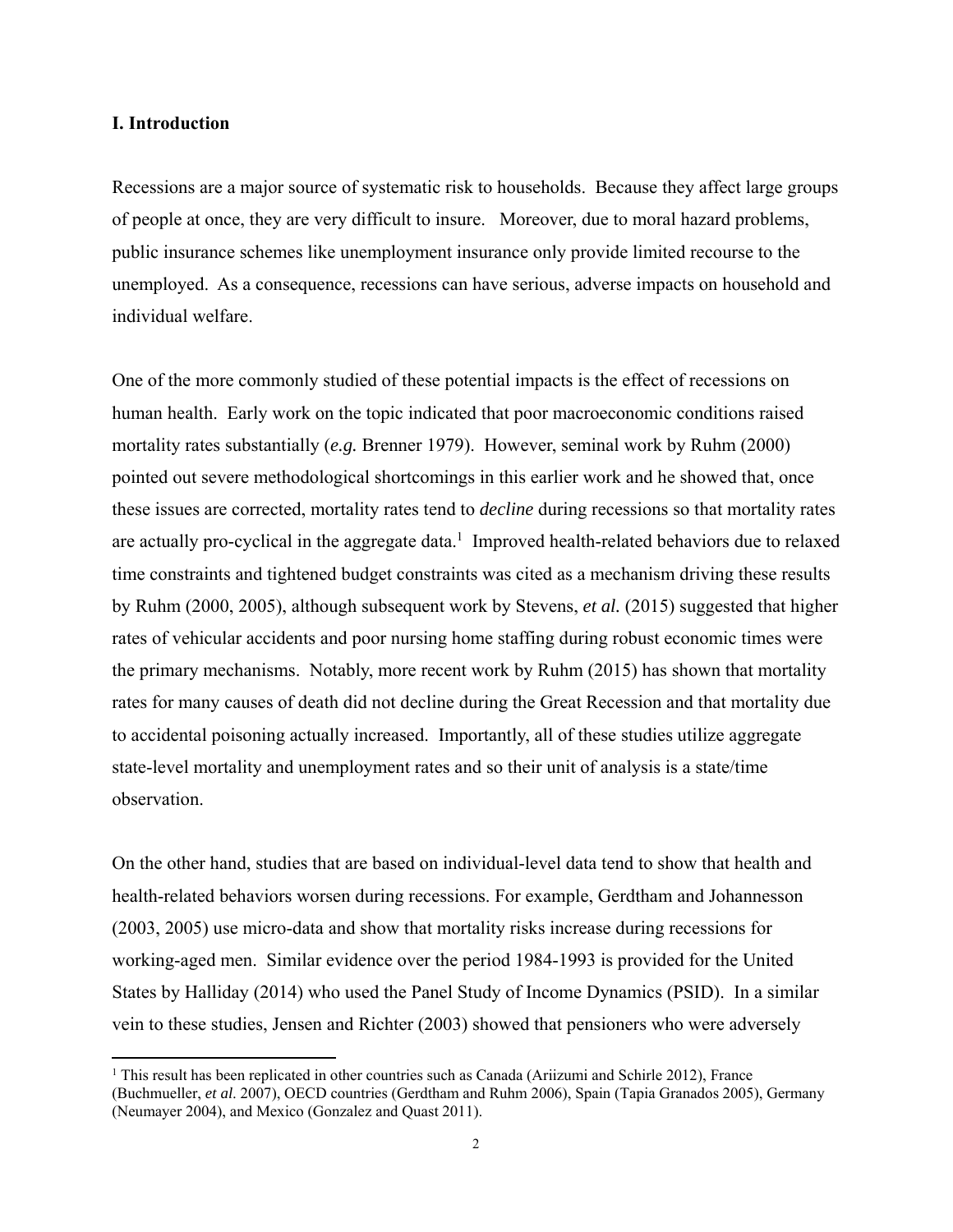## I. Introduction

Recessions are a major source of systematic risk to households. Because they affect large groups of people at once, they are very difficult to insure. Moreover, due to moral hazard problems, public insurance schemes like unemployment insurance only provide limited recourse to the unemployed. As a consequence, recessions can have serious, adverse impacts on household and individual welfare.

One of the more commonly studied of these potential impacts is the effect of recessions on human health. Early work on the topic indicated that poor macroeconomic conditions raised mortality rates substantially (*e.g.* Brenner 1979). However, seminal work by Ruhm (2000) pointed out severe methodological shortcomings in this earlier work and he showed that, once these issues are corrected, mortality rates tend to *decline* during recessions so that mortality rates are actually pro-cyclical in the aggregate data.[1] Improved health-related behaviors due to relaxed time constraints and tightened budget constraints was cited as a mechanism driving these results by Ruhm (2000, 2005), although subsequent work by Stevens, *et al.* (2015) suggested that higher rates of vehicular accidents and poor nursing home staffing during robust economic times were the primary mechanisms. Notably, more recent work by Ruhm (2015) has shown that mortality rates for many causes of death did not decline during the Great Recession and that mortality due to accidental poisoning actually increased. Importantly, all of these studies utilize aggregate state-level mortality and unemployment rates and so their unit of analysis is a state/time observation.

On the other hand, studies that are based on individual-level data tend to show that health and health-related behaviors worsen during recessions. For example, Gerdtham and Johannesson (2003, 2005) use micro-data and show that mortality risks increase during recessions for working-aged men. Similar evidence over the period 1984-1993 is provided for the United States by Halliday (2014) who used the Panel Study of Income Dynamics (PSID). In a similar vein to these studies, Jensen and Richter (2003) showed that pensioners who were adversely

[1] This result has been replicated in other countries such as Canada (Ariizumi and Schirle 2012), France (Buchmueller, *et al.* 2007), OECD countries (Gerdtham and Ruhm 2006), Spain (Tapia Granados 2005), Germany (Neumayer 2004), and Mexico (Gonzalez and Quast 2011).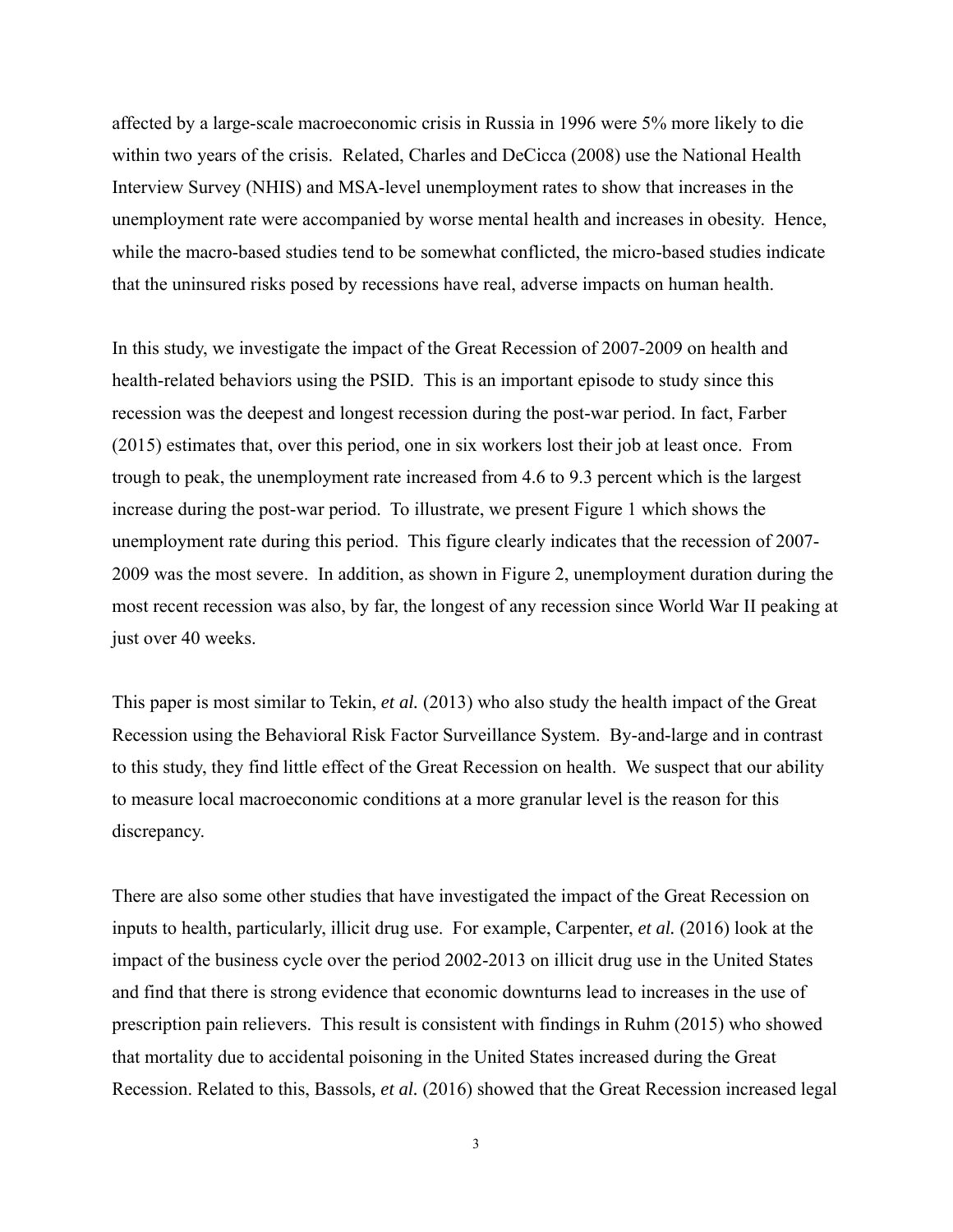affected by a large-scale macroeconomic crisis in Russia in 1996 were 5% more likely to die within two years of the crisis. Related, Charles and DeCicca (2008) use the National Health Interview Survey (NHIS) and MSA-level unemployment rates to show that increases in the unemployment rate were accompanied by worse mental health and increases in obesity. Hence, while the macro-based studies tend to be somewhat conflicted, the micro-based studies indicate that the uninsured risks posed by recessions have real, adverse impacts on human health.

In this study, we investigate the impact of the Great Recession of 2007-2009 on health and health-related behaviors using the PSID. This is an important episode to study since this recession was the deepest and longest recession during the post-war period. In fact, Farber (2015) estimates that, over this period, one in six workers lost their job at least once. From trough to peak, the unemployment rate increased from 4.6 to 9.3 percent which is the largest increase during the post-war period. To illustrate, we present Figure 1 which shows the unemployment rate during this period. This figure clearly indicates that the recession of 2007-2009 was the most severe. In addition, as shown in Figure 2, unemployment duration during the most recent recession was also, by far, the longest of any recession since World War II peaking at just over 40 weeks.

This paper is most similar to Tekin, *et al.* (2013) who also study the health impact of the Great Recession using the Behavioral Risk Factor Surveillance System. By-and-large and in contrast to this study, they find little effect of the Great Recession on health. We suspect that our ability to measure local macroeconomic conditions at a more granular level is the reason for this discrepancy.

There are also some other studies that have investigated the impact of the Great Recession on inputs to health, particularly, illicit drug use. For example, Carpenter, *et al.* (2016) look at the impact of the business cycle over the period 2002-2013 on illicit drug use in the United States and find that there is strong evidence that economic downturns lead to increases in the use of prescription pain relievers. This result is consistent with findings in Ruhm (2015) who showed that mortality due to accidental poisoning in the United States increased during the Great Recession. Related to this, Bassols*, et al.* (2016) showed that the Great Recession increased legal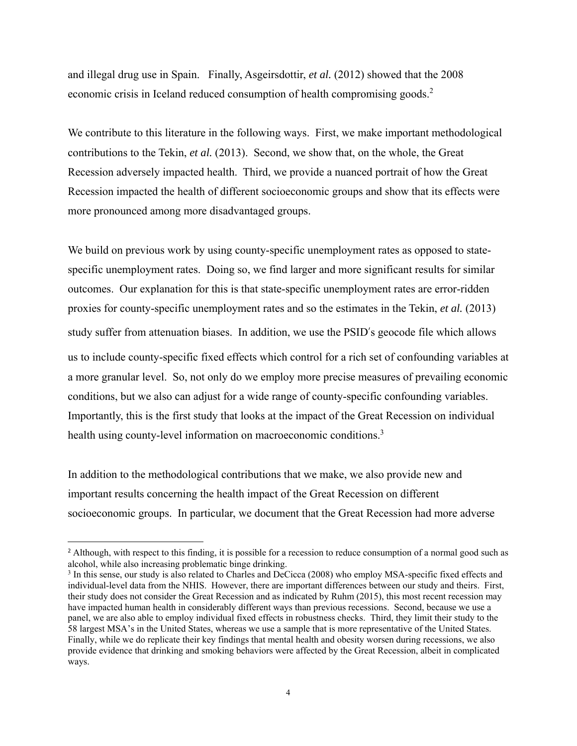and illegal drug use in Spain. Finally, Asgeirsdottir, *et al.* (2012) showed that the 2008 economic crisis in Iceland reduced consumption of health compromising goods.[2]

We contribute to this literature in the following ways. First, we make important methodological contributions to the Tekin, *et al.* (2013). Second, we show that, on the whole, the Great Recession adversely impacted health. Third, we provide a nuanced portrait of how the Great Recession impacted the health of different socioeconomic groups and show that its effects were more pronounced among more disadvantaged groups.

We build on previous work by using county-specific unemployment rates as opposed to state-specific unemployment rates. Doing so, we find larger and more significant results for similar outcomes. Our explanation for this is that state-specific unemployment rates are error-ridden proxies for county-specific unemployment rates and so the estimates in the Tekin, *et al.* (2013) study suffer from attenuation biases. In addition, we use the PSID′s geocode file which allows us to include county-specific fixed effects which control for a rich set of confounding variables at a more granular level. So, not only do we employ more precise measures of prevailing economic conditions, but we also can adjust for a wide range of county-specific confounding variables. Importantly, this is the first study that looks at the impact of the Great Recession on individual health using county-level information on macroeconomic conditions.[3]

In addition to the methodological contributions that we make, we also provide new and important results concerning the health impact of the Great Recession on different socioeconomic groups. In particular, we document that the Great Recession had more adverse

---

[2] Although, with respect to this finding, it is possible for a recession to reduce consumption of a normal good such as alcohol, while also increasing problematic binge drinking.

[3] In this sense, our study is also related to Charles and DeCicca (2008) who employ MSA-specific fixed effects and individual-level data from the NHIS. However, there are important differences between our study and theirs. First, their study does not consider the Great Recession and as indicated by Ruhm (2015), this most recent recession may have impacted human health in considerably different ways than previous recessions. Second, because we use a panel, we are also able to employ individual fixed effects in robustness checks. Third, they limit their study to the 58 largest MSA's in the United States, whereas we use a sample that is more representative of the United States. Finally, while we do replicate their key findings that mental health and obesity worsen during recessions, we also provide evidence that drinking and smoking behaviors were affected by the Great Recession, albeit in complicated ways.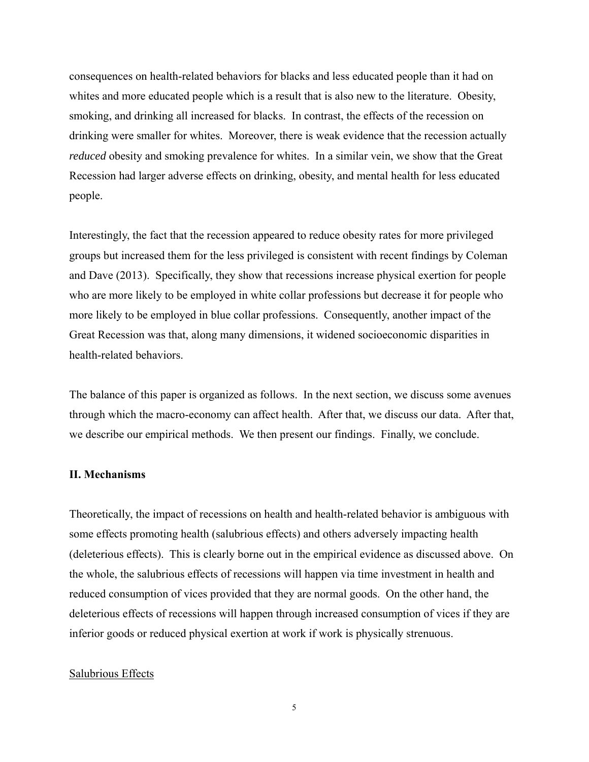consequences on health-related behaviors for blacks and less educated people than it had on whites and more educated people which is a result that is also new to the literature. Obesity, smoking, and drinking all increased for blacks. In contrast, the effects of the recession on drinking were smaller for whites. Moreover, there is weak evidence that the recession actually *reduced* obesity and smoking prevalence for whites. In a similar vein, we show that the Great Recession had larger adverse effects on drinking, obesity, and mental health for less educated people.

Interestingly, the fact that the recession appeared to reduce obesity rates for more privileged groups but increased them for the less privileged is consistent with recent findings by Coleman and Dave (2013). Specifically, they show that recessions increase physical exertion for people who are more likely to be employed in white collar professions but decrease it for people who more likely to be employed in blue collar professions. Consequently, another impact of the Great Recession was that, along many dimensions, it widened socioeconomic disparities in health-related behaviors.

The balance of this paper is organized as follows. In the next section, we discuss some avenues through which the macro-economy can affect health. After that, we discuss our data. After that, we describe our empirical methods. We then present our findings. Finally, we conclude.

## II. Mechanisms

Theoretically, the impact of recessions on health and health-related behavior is ambiguous with some effects promoting health (salubrious effects) and others adversely impacting health (deleterious effects). This is clearly borne out in the empirical evidence as discussed above. On the whole, the salubrious effects of recessions will happen via time investment in health and reduced consumption of vices provided that they are normal goods. On the other hand, the deleterious effects of recessions will happen through increased consumption of vices if they are inferior goods or reduced physical exertion at work if work is physically strenuous.

### Salubrious Effects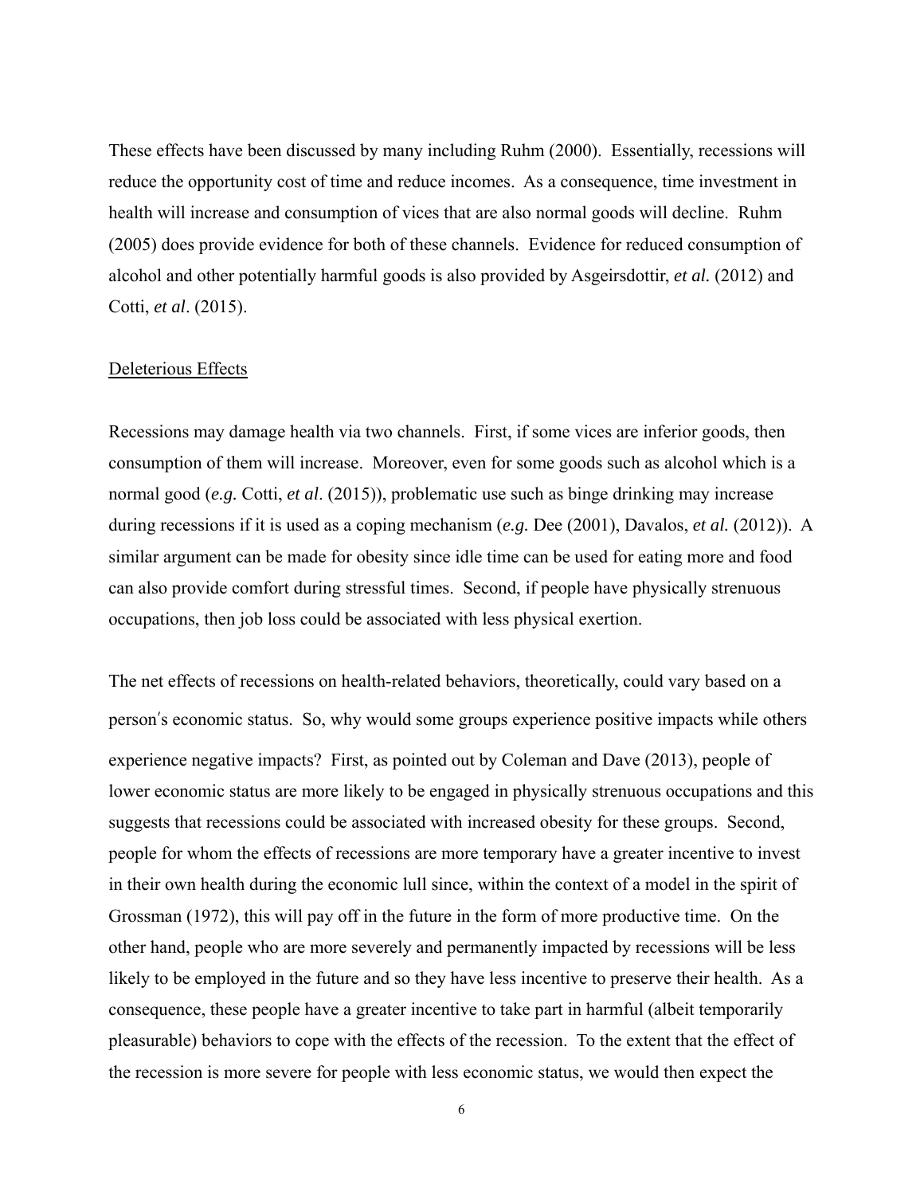These effects have been discussed by many including Ruhm (2000). Essentially, recessions will reduce the opportunity cost of time and reduce incomes. As a consequence, time investment in health will increase and consumption of vices that are also normal goods will decline. Ruhm (2005) does provide evidence for both of these channels. Evidence for reduced consumption of alcohol and other potentially harmful goods is also provided by Asgeirsdottir, *et al.* (2012) and Cotti, *et al*. (2015).

Deleterious Effects

Recessions may damage health via two channels. First, if some vices are inferior goods, then consumption of them will increase. Moreover, even for some goods such as alcohol which is a normal good (*e.g.* Cotti, *et al*. (2015)), problematic use such as binge drinking may increase during recessions if it is used as a coping mechanism (*e.g.* Dee (2001), Davalos, *et al.* (2012)). A similar argument can be made for obesity since idle time can be used for eating more and food can also provide comfort during stressful times. Second, if people have physically strenuous occupations, then job loss could be associated with less physical exertion.

The net effects of recessions on health-related behaviors, theoretically, could vary based on a person′s economic status. So, why would some groups experience positive impacts while others experience negative impacts? First, as pointed out by Coleman and Dave (2013), people of lower economic status are more likely to be engaged in physically strenuous occupations and this suggests that recessions could be associated with increased obesity for these groups. Second, people for whom the effects of recessions are more temporary have a greater incentive to invest in their own health during the economic lull since, within the context of a model in the spirit of Grossman (1972), this will pay off in the future in the form of more productive time. On the other hand, people who are more severely and permanently impacted by recessions will be less likely to be employed in the future and so they have less incentive to preserve their health. As a consequence, these people have a greater incentive to take part in harmful (albeit temporarily pleasurable) behaviors to cope with the effects of the recession. To the extent that the effect of the recession is more severe for people with less economic status, we would then expect the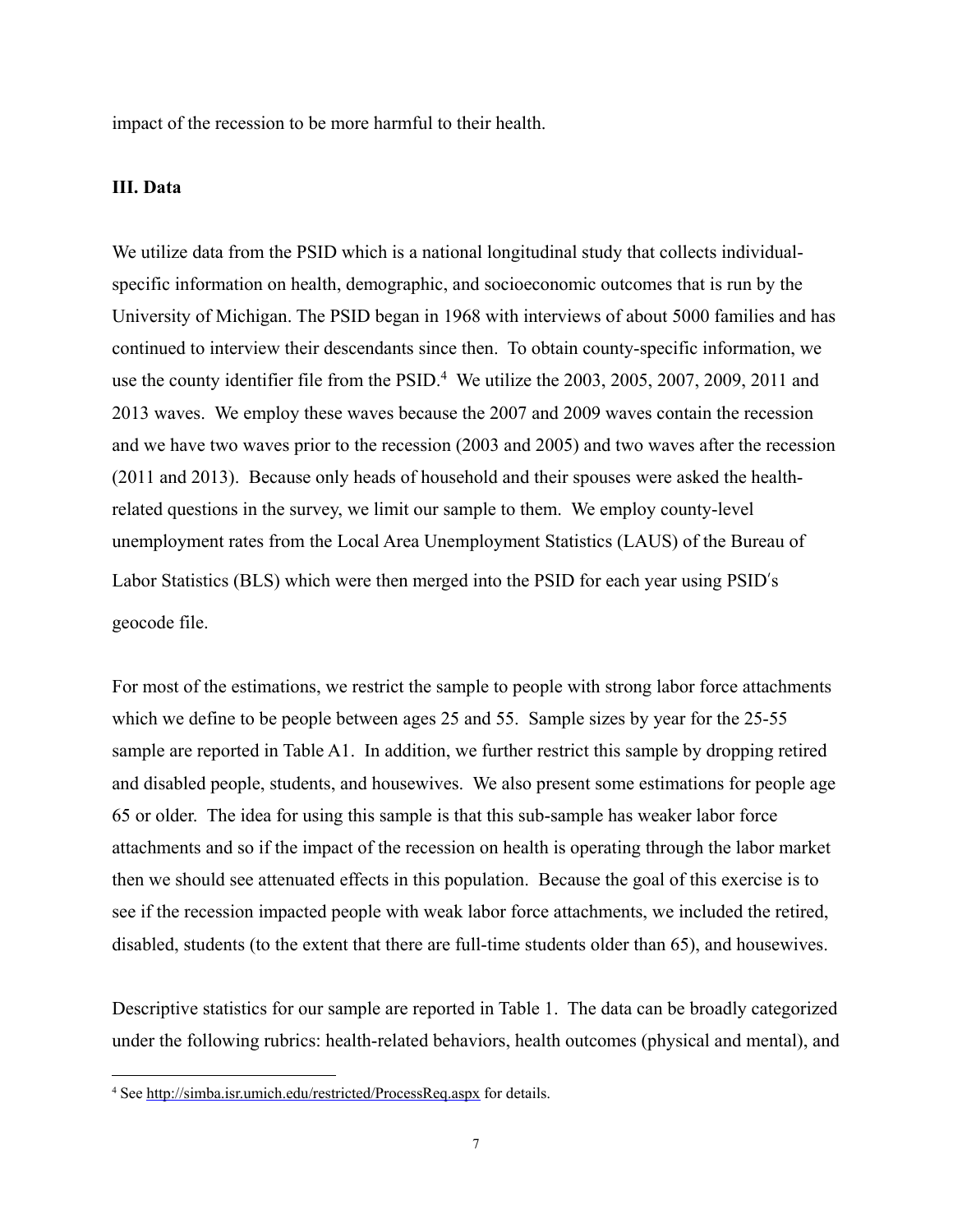impact of the recession to be more harmful to their health.

### III. Data

We utilize data from the PSID which is a national longitudinal study that collects individual-specific information on health, demographic, and socioeconomic outcomes that is run by the University of Michigan. The PSID began in 1968 with interviews of about 5000 families and has continued to interview their descendants since then. To obtain county-specific information, we use the county identifier file from the PSID.[4] We utilize the 2003, 2005, 2007, 2009, 2011 and 2013 waves. We employ these waves because the 2007 and 2009 waves contain the recession and we have two waves prior to the recession (2003 and 2005) and two waves after the recession (2011 and 2013). Because only heads of household and their spouses were asked the health-related questions in the survey, we limit our sample to them. We employ county-level unemployment rates from the Local Area Unemployment Statistics (LAUS) of the Bureau of Labor Statistics (BLS) which were then merged into the PSID for each year using PSID's geocode file.

For most of the estimations, we restrict the sample to people with strong labor force attachments which we define to be people between ages 25 and 55. Sample sizes by year for the 25-55 sample are reported in Table A1. In addition, we further restrict this sample by dropping retired and disabled people, students, and housewives. We also present some estimations for people age 65 or older. The idea for using this sample is that this sub-sample has weaker labor force attachments and so if the impact of the recession on health is operating through the labor market then we should see attenuated effects in this population. Because the goal of this exercise is to see if the recession impacted people with weak labor force attachments, we included the retired, disabled, students (to the extent that there are full-time students older than 65), and housewives.

Descriptive statistics for our sample are reported in Table 1. The data can be broadly categorized under the following rubrics: health-related behaviors, health outcomes (physical and mental), and

[4] See http://simba.isr.umich.edu/restricted/ProcessReq.aspx for details.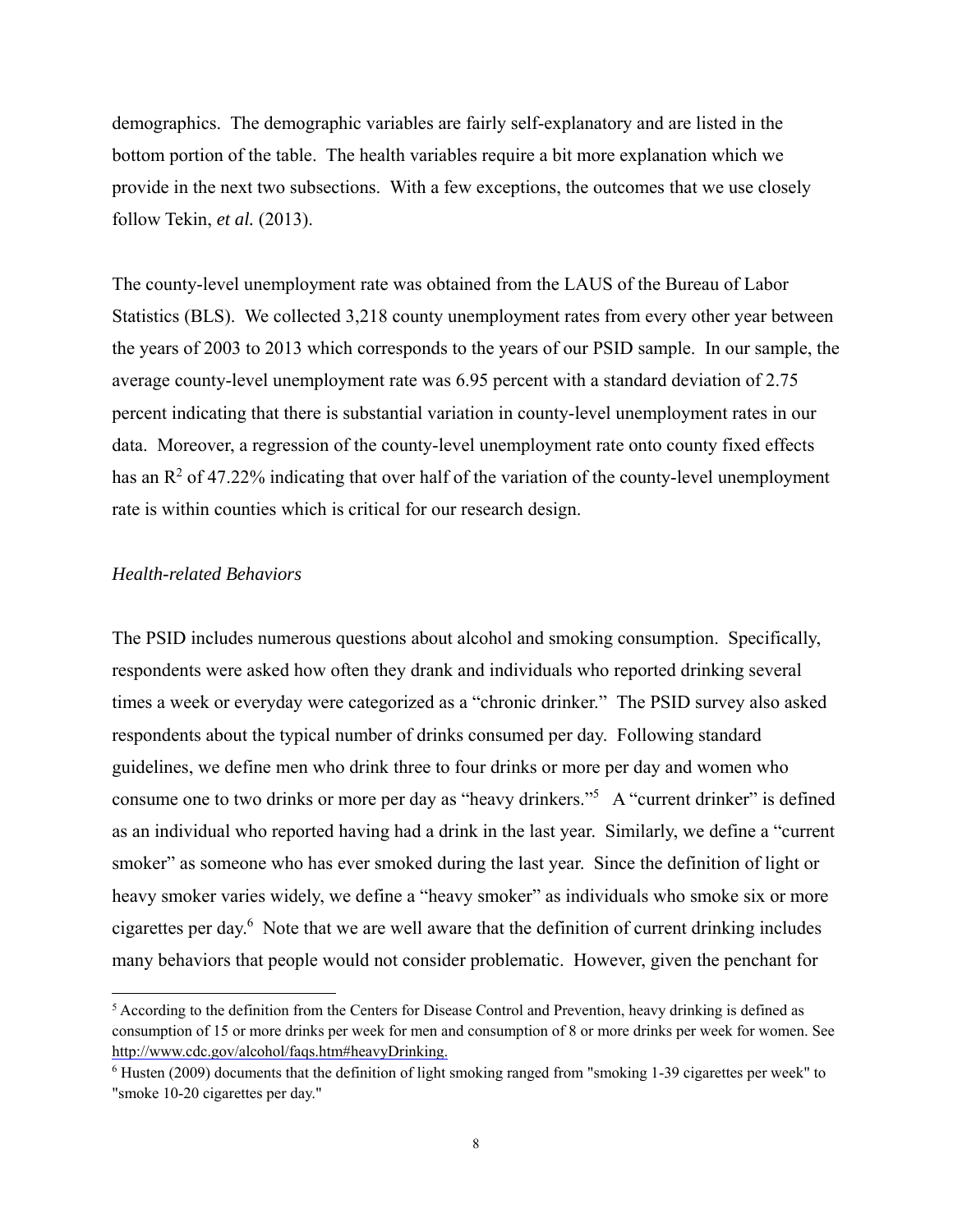demographics. The demographic variables are fairly self-explanatory and are listed in the bottom portion of the table. The health variables require a bit more explanation which we provide in the next two subsections. With a few exceptions, the outcomes that we use closely follow Tekin, *et al.* (2013).

The county-level unemployment rate was obtained from the LAUS of the Bureau of Labor Statistics (BLS). We collected 3,218 county unemployment rates from every other year between the years of 2003 to 2013 which corresponds to the years of our PSID sample. In our sample, the average county-level unemployment rate was 6.95 percent with a standard deviation of 2.75 percent indicating that there is substantial variation in county-level unemployment rates in our data. Moreover, a regression of the county-level unemployment rate onto county fixed effects has an $R^2$ of 47.22% indicating that over half of the variation of the county-level unemployment rate is within counties which is critical for our research design.

*Health-related Behaviors*

The PSID includes numerous questions about alcohol and smoking consumption. Specifically, respondents were asked how often they drank and individuals who reported drinking several times a week or everyday were categorized as a "chronic drinker." The PSID survey also asked respondents about the typical number of drinks consumed per day. Following standard guidelines, we define men who drink three to four drinks or more per day and women who consume one to two drinks or more per day as "heavy drinkers."[5] A "current drinker" is defined as an individual who reported having had a drink in the last year. Similarly, we define a "current smoker" as someone who has ever smoked during the last year. Since the definition of light or heavy smoker varies widely, we define a "heavy smoker" as individuals who smoke six or more cigarettes per day.[6] Note that we are well aware that the definition of current drinking includes many behaviors that people would not consider problematic. However, given the penchant for

[5] According to the definition from the Centers for Disease Control and Prevention, heavy drinking is defined as consumption of 15 or more drinks per week for men and consumption of 8 or more drinks per week for women. See http://www.cdc.gov/alcohol/faqs.htm#heavyDrinking.

[6] Husten (2009) documents that the definition of light smoking ranged from "smoking 1-39 cigarettes per week" to "smoke 10-20 cigarettes per day."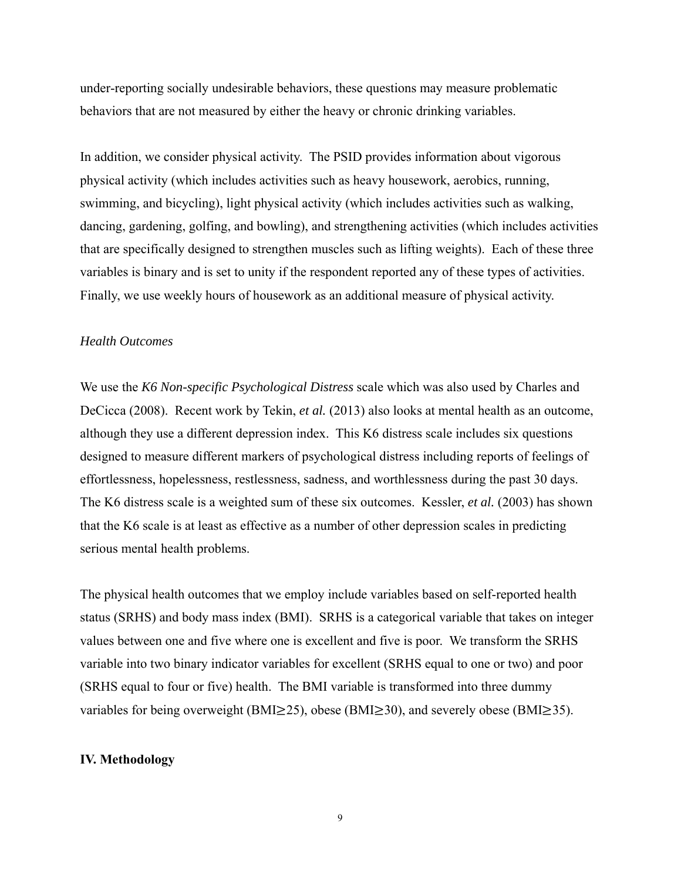under-reporting socially undesirable behaviors, these questions may measure problematic behaviors that are not measured by either the heavy or chronic drinking variables.

In addition, we consider physical activity. The PSID provides information about vigorous physical activity (which includes activities such as heavy housework, aerobics, running, swimming, and bicycling), light physical activity (which includes activities such as walking, dancing, gardening, golfing, and bowling), and strengthening activities (which includes activities that are specifically designed to strengthen muscles such as lifting weights). Each of these three variables is binary and is set to unity if the respondent reported any of these types of activities. Finally, we use weekly hours of housework as an additional measure of physical activity.

### *Health Outcomes*

We use the *K6 Non-specific Psychological Distress* scale which was also used by Charles and DeCicca (2008). Recent work by Tekin, *et al.* (2013) also looks at mental health as an outcome, although they use a different depression index. This K6 distress scale includes six questions designed to measure different markers of psychological distress including reports of feelings of effortlessness, hopelessness, restlessness, sadness, and worthlessness during the past 30 days. The K6 distress scale is a weighted sum of these six outcomes. Kessler, *et al.* (2003) has shown that the K6 scale is at least as effective as a number of other depression scales in predicting serious mental health problems.

The physical health outcomes that we employ include variables based on self-reported health status (SRHS) and body mass index (BMI). SRHS is a categorical variable that takes on integer values between one and five where one is excellent and five is poor. We transform the SRHS variable into two binary indicator variables for excellent (SRHS equal to one or two) and poor (SRHS equal to four or five) health. The BMI variable is transformed into three dummy variables for being overweight (BMI≥25), obese (BMI≥30), and severely obese (BMI≥35).

## IV. Methodology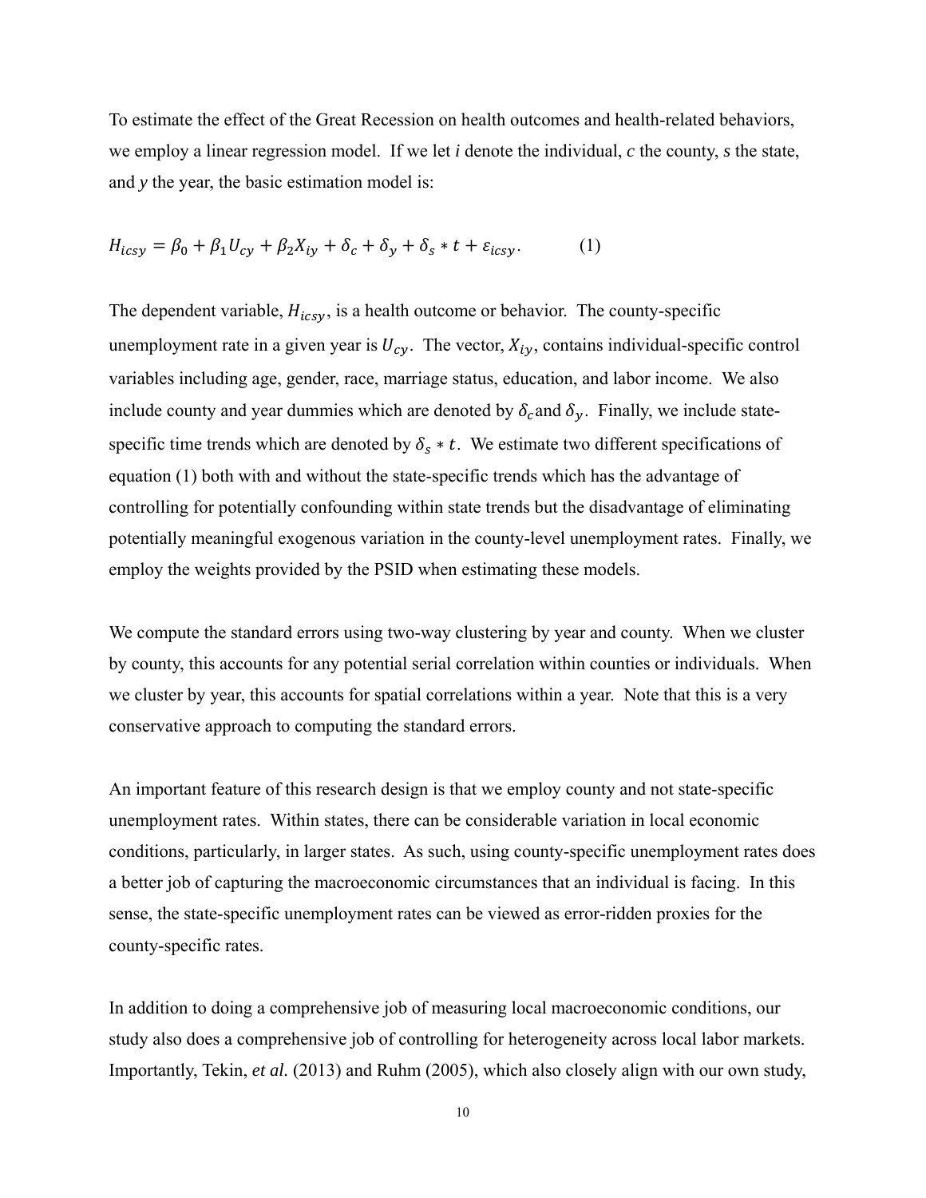To estimate the effect of the Great Recession on health outcomes and health-related behaviors, we employ a linear regression model. If we let *i* denote the individual, *c* the county, *s* the state, and *y* the year, the basic estimation model is:

$$H_{icsy} = \beta_0 + \beta_1 U_{cy} + \beta_2 X_{iy} + \delta_c + \delta_y + \delta_s * t + \varepsilon_{icsy}. \qquad (1)$$

The dependent variable, $H_{icsy}$, is a health outcome or behavior. The county-specific unemployment rate in a given year is $U_{cy}$. The vector, $X_{iy}$, contains individual-specific control variables including age, gender, race, marriage status, education, and labor income. We also include county and year dummies which are denoted by $\delta_c$ and $\delta_y$. Finally, we include state-specific time trends which are denoted by $\delta_s * t$. We estimate two different specifications of equation (1) both with and without the state-specific trends which has the advantage of controlling for potentially confounding within state trends but the disadvantage of eliminating potentially meaningful exogenous variation in the county-level unemployment rates. Finally, we employ the weights provided by the PSID when estimating these models.

We compute the standard errors using two-way clustering by year and county. When we cluster by county, this accounts for any potential serial correlation within counties or individuals. When we cluster by year, this accounts for spatial correlations within a year. Note that this is a very conservative approach to computing the standard errors.

An important feature of this research design is that we employ county and not state-specific unemployment rates. Within states, there can be considerable variation in local economic conditions, particularly, in larger states. As such, using county-specific unemployment rates does a better job of capturing the macroeconomic circumstances that an individual is facing. In this sense, the state-specific unemployment rates can be viewed as error-ridden proxies for the county-specific rates.

In addition to doing a comprehensive job of measuring local macroeconomic conditions, our study also does a comprehensive job of controlling for heterogeneity across local labor markets. Importantly, Tekin, *et al.* (2013) and Ruhm (2005), which also closely align with our own study,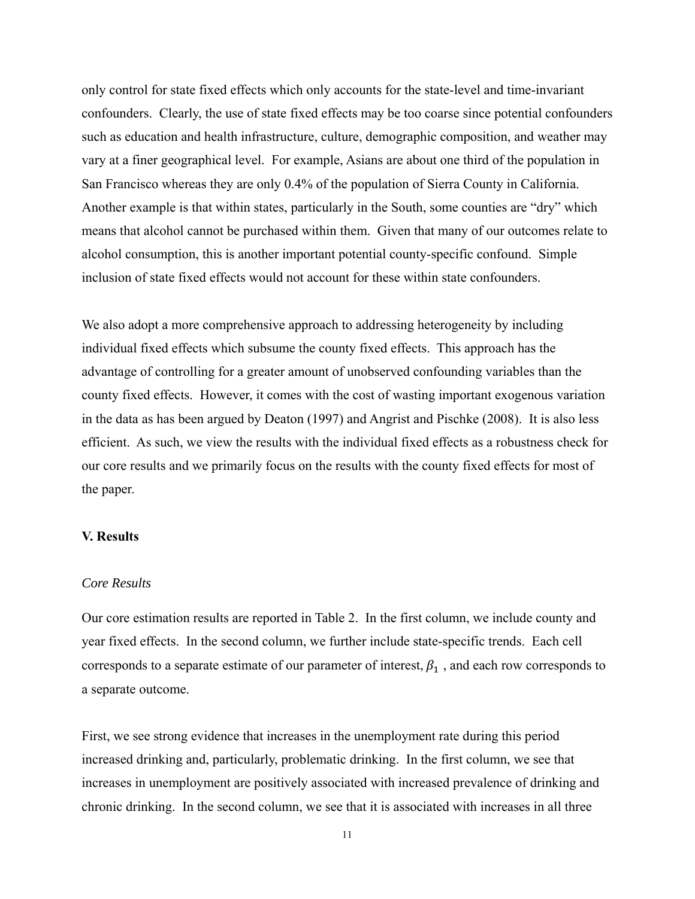only control for state fixed effects which only accounts for the state-level and time-invariant confounders. Clearly, the use of state fixed effects may be too coarse since potential confounders such as education and health infrastructure, culture, demographic composition, and weather may vary at a finer geographical level. For example, Asians are about one third of the population in San Francisco whereas they are only 0.4% of the population of Sierra County in California. Another example is that within states, particularly in the South, some counties are "dry" which means that alcohol cannot be purchased within them. Given that many of our outcomes relate to alcohol consumption, this is another important potential county-specific confound. Simple inclusion of state fixed effects would not account for these within state confounders.

We also adopt a more comprehensive approach to addressing heterogeneity by including individual fixed effects which subsume the county fixed effects. This approach has the advantage of controlling for a greater amount of unobserved confounding variables than the county fixed effects. However, it comes with the cost of wasting important exogenous variation in the data as has been argued by Deaton (1997) and Angrist and Pischke (2008). It is also less efficient. As such, we view the results with the individual fixed effects as a robustness check for our core results and we primarily focus on the results with the county fixed effects for most of the paper.

## V. Results

### *Core Results*

Our core estimation results are reported in Table 2. In the first column, we include county and year fixed effects. In the second column, we further include state-specific trends. Each cell corresponds to a separate estimate of our parameter of interest, $\beta_1$ , and each row corresponds to a separate outcome.

First, we see strong evidence that increases in the unemployment rate during this period increased drinking and, particularly, problematic drinking. In the first column, we see that increases in unemployment are positively associated with increased prevalence of drinking and chronic drinking. In the second column, we see that it is associated with increases in all three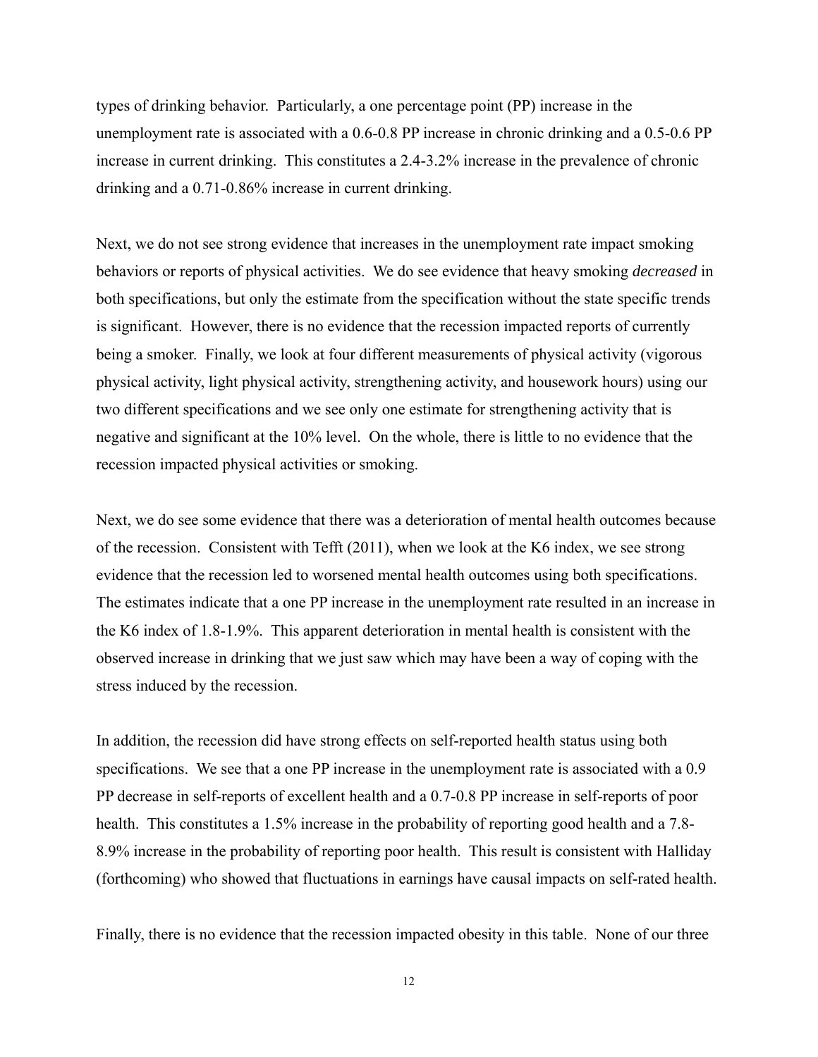types of drinking behavior. Particularly, a one percentage point (PP) increase in the unemployment rate is associated with a 0.6-0.8 PP increase in chronic drinking and a 0.5-0.6 PP increase in current drinking. This constitutes a 2.4-3.2% increase in the prevalence of chronic drinking and a 0.71-0.86% increase in current drinking.

Next, we do not see strong evidence that increases in the unemployment rate impact smoking behaviors or reports of physical activities. We do see evidence that heavy smoking *decreased* in both specifications, but only the estimate from the specification without the state specific trends is significant. However, there is no evidence that the recession impacted reports of currently being a smoker. Finally, we look at four different measurements of physical activity (vigorous physical activity, light physical activity, strengthening activity, and housework hours) using our two different specifications and we see only one estimate for strengthening activity that is negative and significant at the 10% level. On the whole, there is little to no evidence that the recession impacted physical activities or smoking.

Next, we do see some evidence that there was a deterioration of mental health outcomes because of the recession. Consistent with Tefft (2011), when we look at the K6 index, we see strong evidence that the recession led to worsened mental health outcomes using both specifications. The estimates indicate that a one PP increase in the unemployment rate resulted in an increase in the K6 index of 1.8-1.9%. This apparent deterioration in mental health is consistent with the observed increase in drinking that we just saw which may have been a way of coping with the stress induced by the recession.

In addition, the recession did have strong effects on self-reported health status using both specifications. We see that a one PP increase in the unemployment rate is associated with a 0.9 PP decrease in self-reports of excellent health and a 0.7-0.8 PP increase in self-reports of poor health. This constitutes a 1.5% increase in the probability of reporting good health and a 7.8-8.9% increase in the probability of reporting poor health. This result is consistent with Halliday (forthcoming) who showed that fluctuations in earnings have causal impacts on self-rated health.

Finally, there is no evidence that the recession impacted obesity in this table. None of our three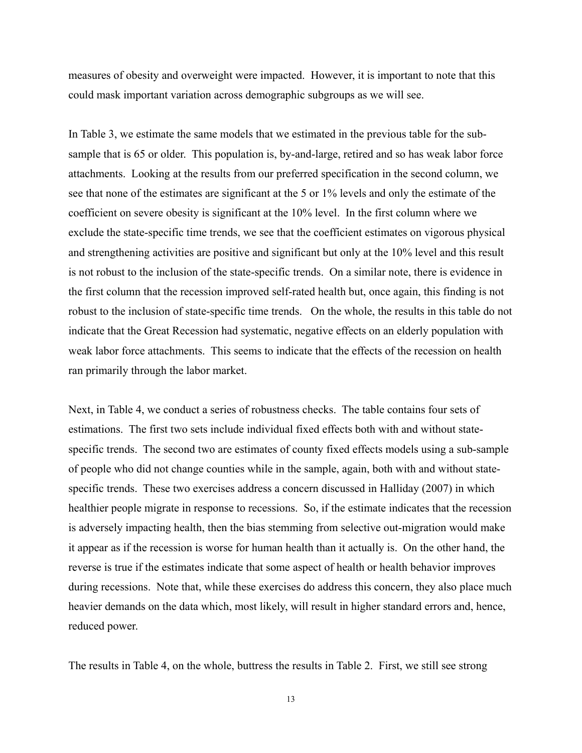measures of obesity and overweight were impacted. However, it is important to note that this could mask important variation across demographic subgroups as we will see.

In Table 3, we estimate the same models that we estimated in the previous table for the sub-sample that is 65 or older. This population is, by-and-large, retired and so has weak labor force attachments. Looking at the results from our preferred specification in the second column, we see that none of the estimates are significant at the 5 or 1% levels and only the estimate of the coefficient on severe obesity is significant at the 10% level. In the first column where we exclude the state-specific time trends, we see that the coefficient estimates on vigorous physical and strengthening activities are positive and significant but only at the 10% level and this result is not robust to the inclusion of the state-specific trends. On a similar note, there is evidence in the first column that the recession improved self-rated health but, once again, this finding is not robust to the inclusion of state-specific time trends. On the whole, the results in this table do not indicate that the Great Recession had systematic, negative effects on an elderly population with weak labor force attachments. This seems to indicate that the effects of the recession on health ran primarily through the labor market.

Next, in Table 4, we conduct a series of robustness checks. The table contains four sets of estimations. The first two sets include individual fixed effects both with and without state-specific trends. The second two are estimates of county fixed effects models using a sub-sample of people who did not change counties while in the sample, again, both with and without state-specific trends. These two exercises address a concern discussed in Halliday (2007) in which healthier people migrate in response to recessions. So, if the estimate indicates that the recession is adversely impacting health, then the bias stemming from selective out-migration would make it appear as if the recession is worse for human health than it actually is. On the other hand, the reverse is true if the estimates indicate that some aspect of health or health behavior improves during recessions. Note that, while these exercises do address this concern, they also place much heavier demands on the data which, most likely, will result in higher standard errors and, hence, reduced power.

The results in Table 4, on the whole, buttress the results in Table 2. First, we still see strong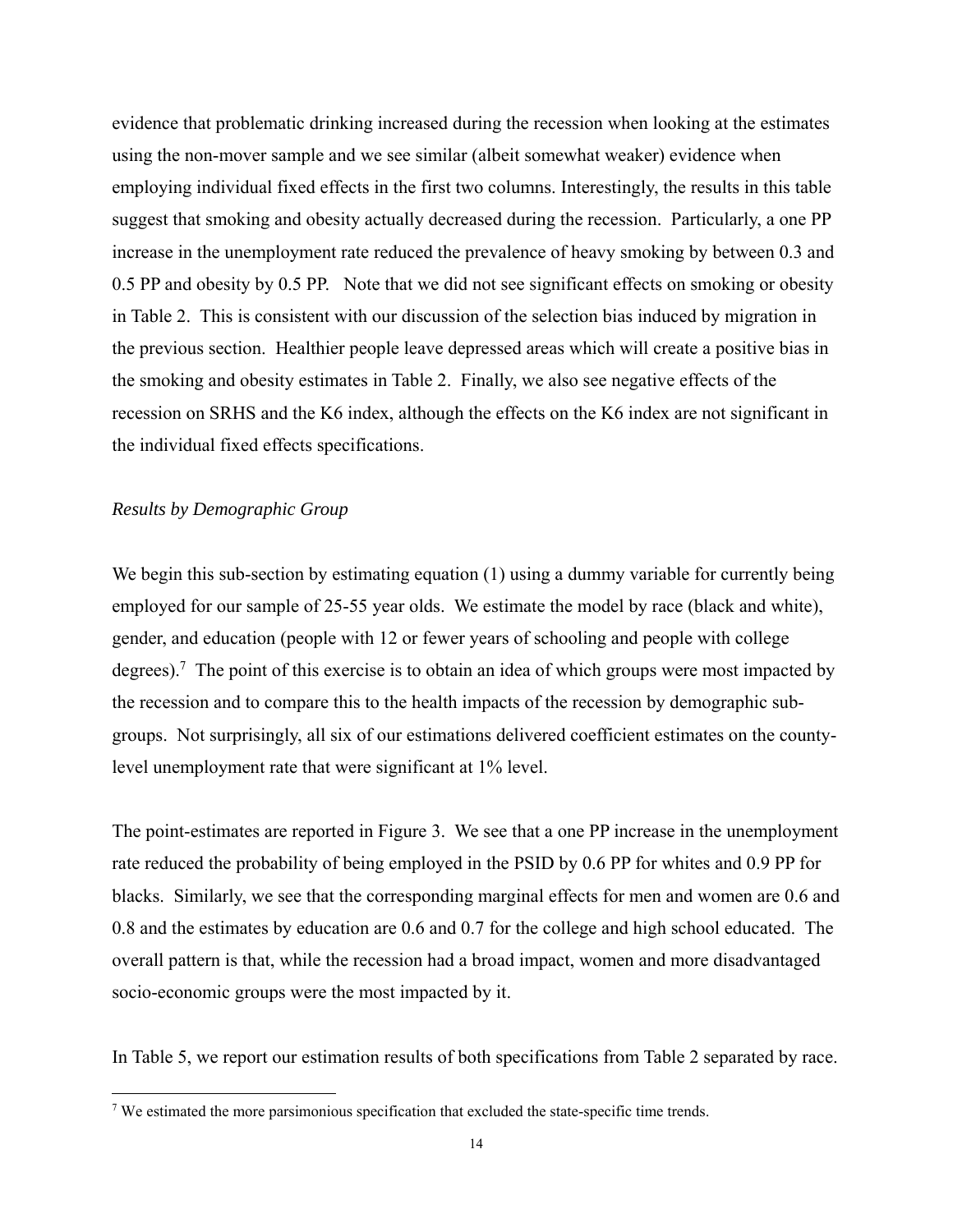evidence that problematic drinking increased during the recession when looking at the estimates using the non-mover sample and we see similar (albeit somewhat weaker) evidence when employing individual fixed effects in the first two columns. Interestingly, the results in this table suggest that smoking and obesity actually decreased during the recession. Particularly, a one PP increase in the unemployment rate reduced the prevalence of heavy smoking by between 0.3 and 0.5 PP and obesity by 0.5 PP. Note that we did not see significant effects on smoking or obesity in Table 2. This is consistent with our discussion of the selection bias induced by migration in the previous section. Healthier people leave depressed areas which will create a positive bias in the smoking and obesity estimates in Table 2. Finally, we also see negative effects of the recession on SRHS and the K6 index, although the effects on the K6 index are not significant in the individual fixed effects specifications.

### *Results by Demographic Group*

We begin this sub-section by estimating equation (1) using a dummy variable for currently being employed for our sample of 25-55 year olds. We estimate the model by race (black and white), gender, and education (people with 12 or fewer years of schooling and people with college degrees).[7] The point of this exercise is to obtain an idea of which groups were most impacted by the recession and to compare this to the health impacts of the recession by demographic sub-groups. Not surprisingly, all six of our estimations delivered coefficient estimates on the county-level unemployment rate that were significant at 1% level.

The point-estimates are reported in Figure 3. We see that a one PP increase in the unemployment rate reduced the probability of being employed in the PSID by 0.6 PP for whites and 0.9 PP for blacks. Similarly, we see that the corresponding marginal effects for men and women are 0.6 and 0.8 and the estimates by education are 0.6 and 0.7 for the college and high school educated. The overall pattern is that, while the recession had a broad impact, women and more disadvantaged socio-economic groups were the most impacted by it.

In Table 5, we report our estimation results of both specifications from Table 2 separated by race.

[7] We estimated the more parsimonious specification that excluded the state-specific time trends.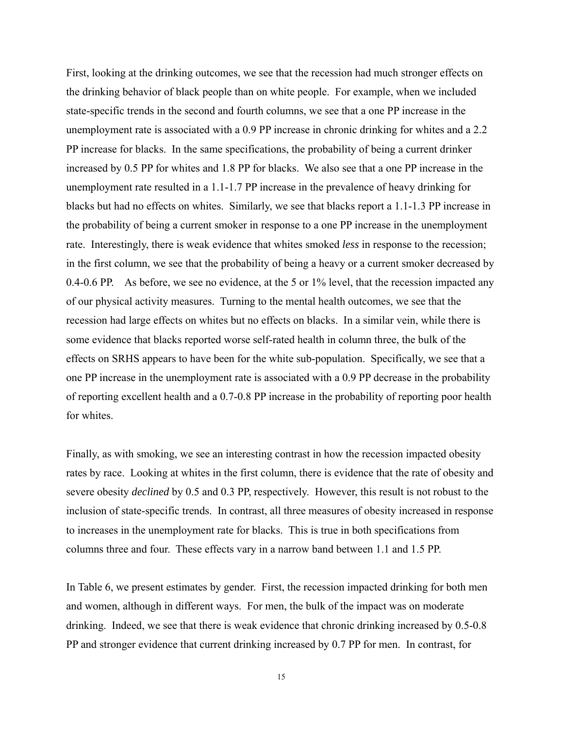First, looking at the drinking outcomes, we see that the recession had much stronger effects on the drinking behavior of black people than on white people. For example, when we included state-specific trends in the second and fourth columns, we see that a one PP increase in the unemployment rate is associated with a 0.9 PP increase in chronic drinking for whites and a 2.2 PP increase for blacks. In the same specifications, the probability of being a current drinker increased by 0.5 PP for whites and 1.8 PP for blacks. We also see that a one PP increase in the unemployment rate resulted in a 1.1-1.7 PP increase in the prevalence of heavy drinking for blacks but had no effects on whites. Similarly, we see that blacks report a 1.1-1.3 PP increase in the probability of being a current smoker in response to a one PP increase in the unemployment rate. Interestingly, there is weak evidence that whites smoked *less* in response to the recession; in the first column, we see that the probability of being a heavy or a current smoker decreased by 0.4-0.6 PP. As before, we see no evidence, at the 5 or 1% level, that the recession impacted any of our physical activity measures. Turning to the mental health outcomes, we see that the recession had large effects on whites but no effects on blacks. In a similar vein, while there is some evidence that blacks reported worse self-rated health in column three, the bulk of the effects on SRHS appears to have been for the white sub-population. Specifically, we see that a one PP increase in the unemployment rate is associated with a 0.9 PP decrease in the probability of reporting excellent health and a 0.7-0.8 PP increase in the probability of reporting poor health for whites.

Finally, as with smoking, we see an interesting contrast in how the recession impacted obesity rates by race. Looking at whites in the first column, there is evidence that the rate of obesity and severe obesity *declined* by 0.5 and 0.3 PP, respectively. However, this result is not robust to the inclusion of state-specific trends. In contrast, all three measures of obesity increased in response to increases in the unemployment rate for blacks. This is true in both specifications from columns three and four. These effects vary in a narrow band between 1.1 and 1.5 PP.

In Table 6, we present estimates by gender. First, the recession impacted drinking for both men and women, although in different ways. For men, the bulk of the impact was on moderate drinking. Indeed, we see that there is weak evidence that chronic drinking increased by 0.5-0.8 PP and stronger evidence that current drinking increased by 0.7 PP for men. In contrast, for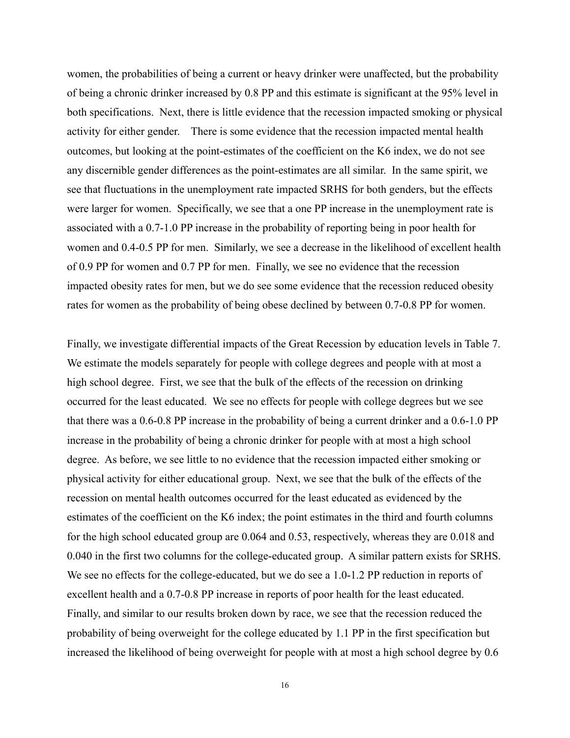women, the probabilities of being a current or heavy drinker were unaffected, but the probability of being a chronic drinker increased by 0.8 PP and this estimate is significant at the 95% level in both specifications. Next, there is little evidence that the recession impacted smoking or physical activity for either gender. There is some evidence that the recession impacted mental health outcomes, but looking at the point-estimates of the coefficient on the K6 index, we do not see any discernible gender differences as the point-estimates are all similar. In the same spirit, we see that fluctuations in the unemployment rate impacted SRHS for both genders, but the effects were larger for women. Specifically, we see that a one PP increase in the unemployment rate is associated with a 0.7-1.0 PP increase in the probability of reporting being in poor health for women and 0.4-0.5 PP for men. Similarly, we see a decrease in the likelihood of excellent health of 0.9 PP for women and 0.7 PP for men. Finally, we see no evidence that the recession impacted obesity rates for men, but we do see some evidence that the recession reduced obesity rates for women as the probability of being obese declined by between 0.7-0.8 PP for women.

Finally, we investigate differential impacts of the Great Recession by education levels in Table 7. We estimate the models separately for people with college degrees and people with at most a high school degree. First, we see that the bulk of the effects of the recession on drinking occurred for the least educated. We see no effects for people with college degrees but we see that there was a 0.6-0.8 PP increase in the probability of being a current drinker and a 0.6-1.0 PP increase in the probability of being a chronic drinker for people with at most a high school degree. As before, we see little to no evidence that the recession impacted either smoking or physical activity for either educational group. Next, we see that the bulk of the effects of the recession on mental health outcomes occurred for the least educated as evidenced by the estimates of the coefficient on the K6 index; the point estimates in the third and fourth columns for the high school educated group are 0.064 and 0.53, respectively, whereas they are 0.018 and 0.040 in the first two columns for the college-educated group. A similar pattern exists for SRHS. We see no effects for the college-educated, but we do see a 1.0-1.2 PP reduction in reports of excellent health and a 0.7-0.8 PP increase in reports of poor health for the least educated. Finally, and similar to our results broken down by race, we see that the recession reduced the probability of being overweight for the college educated by 1.1 PP in the first specification but increased the likelihood of being overweight for people with at most a high school degree by 0.6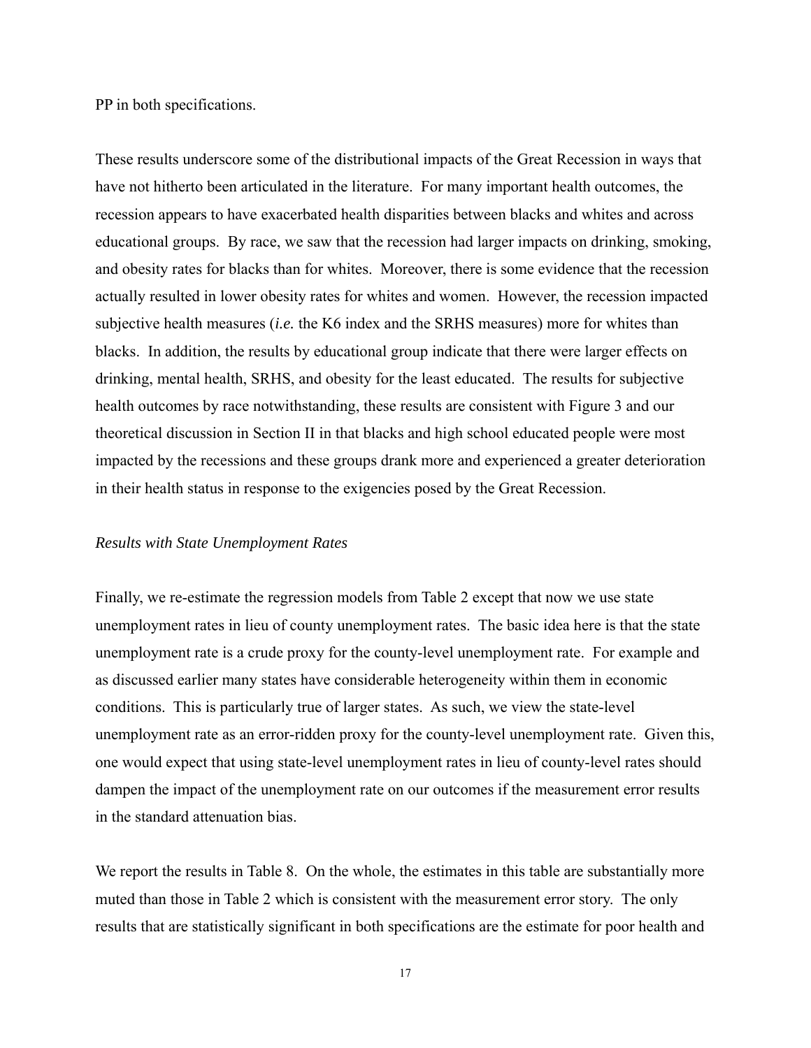PP in both specifications.

These results underscore some of the distributional impacts of the Great Recession in ways that have not hitherto been articulated in the literature. For many important health outcomes, the recession appears to have exacerbated health disparities between blacks and whites and across educational groups. By race, we saw that the recession had larger impacts on drinking, smoking, and obesity rates for blacks than for whites. Moreover, there is some evidence that the recession actually resulted in lower obesity rates for whites and women. However, the recession impacted subjective health measures (*i.e.* the K6 index and the SRHS measures) more for whites than blacks. In addition, the results by educational group indicate that there were larger effects on drinking, mental health, SRHS, and obesity for the least educated. The results for subjective health outcomes by race notwithstanding, these results are consistent with Figure 3 and our theoretical discussion in Section II in that blacks and high school educated people were most impacted by the recessions and these groups drank more and experienced a greater deterioration in their health status in response to the exigencies posed by the Great Recession.

*Results with State Unemployment Rates*

Finally, we re-estimate the regression models from Table 2 except that now we use state unemployment rates in lieu of county unemployment rates. The basic idea here is that the state unemployment rate is a crude proxy for the county-level unemployment rate. For example and as discussed earlier many states have considerable heterogeneity within them in economic conditions. This is particularly true of larger states. As such, we view the state-level unemployment rate as an error-ridden proxy for the county-level unemployment rate. Given this, one would expect that using state-level unemployment rates in lieu of county-level rates should dampen the impact of the unemployment rate on our outcomes if the measurement error results in the standard attenuation bias.

We report the results in Table 8. On the whole, the estimates in this table are substantially more muted than those in Table 2 which is consistent with the measurement error story. The only results that are statistically significant in both specifications are the estimate for poor health and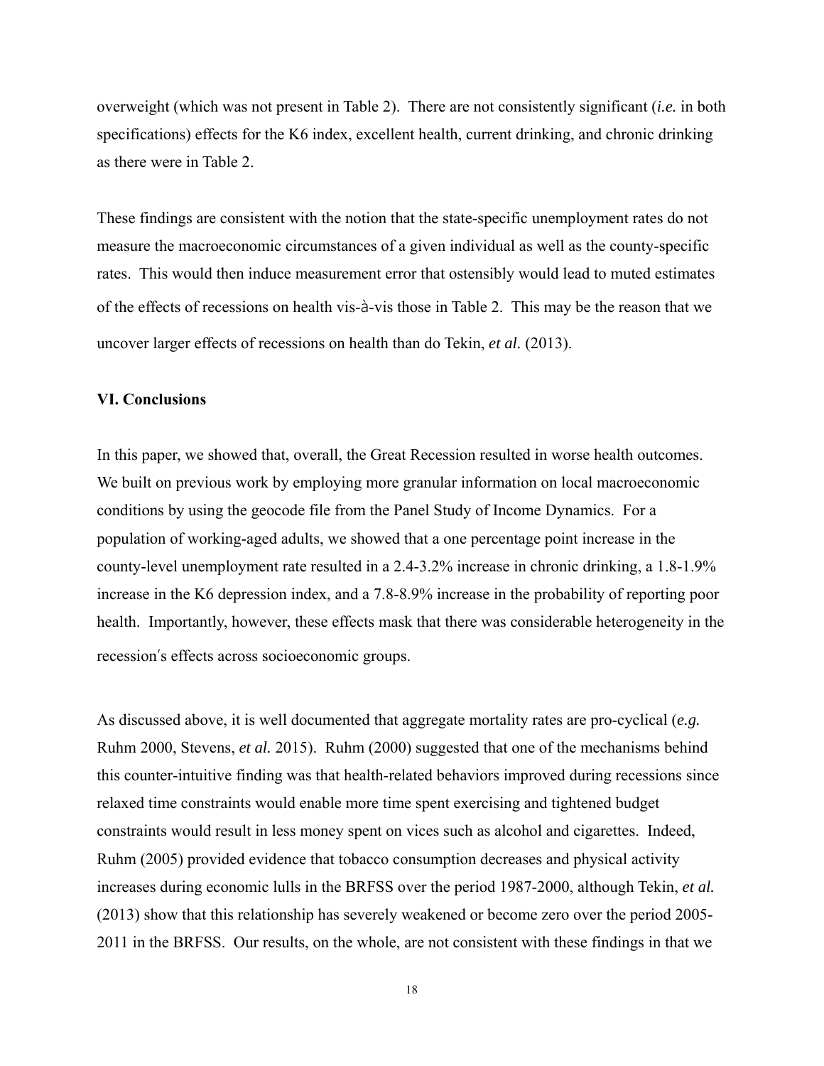overweight (which was not present in Table 2). There are not consistently significant (*i.e.* in both specifications) effects for the K6 index, excellent health, current drinking, and chronic drinking as there were in Table 2.

These findings are consistent with the notion that the state-specific unemployment rates do not measure the macroeconomic circumstances of a given individual as well as the county-specific rates. This would then induce measurement error that ostensibly would lead to muted estimates of the effects of recessions on health vis-à-vis those in Table 2. This may be the reason that we uncover larger effects of recessions on health than do Tekin, *et al.* (2013).

## VI. Conclusions

In this paper, we showed that, overall, the Great Recession resulted in worse health outcomes. We built on previous work by employing more granular information on local macroeconomic conditions by using the geocode file from the Panel Study of Income Dynamics. For a population of working-aged adults, we showed that a one percentage point increase in the county-level unemployment rate resulted in a 2.4-3.2% increase in chronic drinking, a 1.8-1.9% increase in the K6 depression index, and a 7.8-8.9% increase in the probability of reporting poor health. Importantly, however, these effects mask that there was considerable heterogeneity in the recession′s effects across socioeconomic groups.

As discussed above, it is well documented that aggregate mortality rates are pro-cyclical (*e.g.* Ruhm 2000, Stevens, *et al.* 2015). Ruhm (2000) suggested that one of the mechanisms behind this counter-intuitive finding was that health-related behaviors improved during recessions since relaxed time constraints would enable more time spent exercising and tightened budget constraints would result in less money spent on vices such as alcohol and cigarettes. Indeed, Ruhm (2005) provided evidence that tobacco consumption decreases and physical activity increases during economic lulls in the BRFSS over the period 1987-2000, although Tekin, *et al.* (2013) show that this relationship has severely weakened or become zero over the period 2005-2011 in the BRFSS. Our results, on the whole, are not consistent with these findings in that we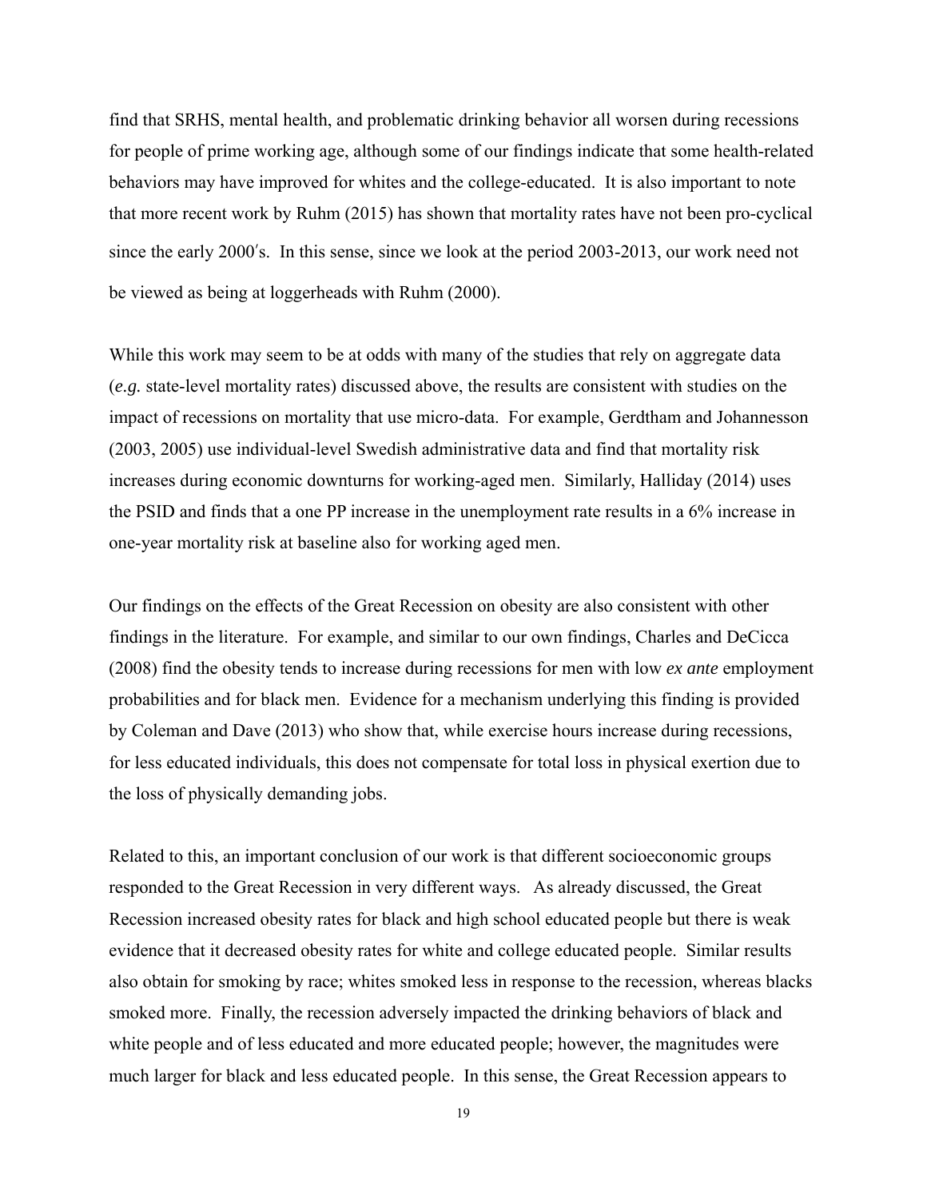find that SRHS, mental health, and problematic drinking behavior all worsen during recessions for people of prime working age, although some of our findings indicate that some health-related behaviors may have improved for whites and the college-educated. It is also important to note that more recent work by Ruhm (2015) has shown that mortality rates have not been pro-cyclical since the early 2000′s. In this sense, since we look at the period 2003-2013, our work need not be viewed as being at loggerheads with Ruhm (2000).

While this work may seem to be at odds with many of the studies that rely on aggregate data (*e.g.* state-level mortality rates) discussed above, the results are consistent with studies on the impact of recessions on mortality that use micro-data. For example, Gerdtham and Johannesson (2003, 2005) use individual-level Swedish administrative data and find that mortality risk increases during economic downturns for working-aged men. Similarly, Halliday (2014) uses the PSID and finds that a one PP increase in the unemployment rate results in a 6% increase in one-year mortality risk at baseline also for working aged men.

Our findings on the effects of the Great Recession on obesity are also consistent with other findings in the literature. For example, and similar to our own findings, Charles and DeCicca (2008) find the obesity tends to increase during recessions for men with low *ex ante* employment probabilities and for black men. Evidence for a mechanism underlying this finding is provided by Coleman and Dave (2013) who show that, while exercise hours increase during recessions, for less educated individuals, this does not compensate for total loss in physical exertion due to the loss of physically demanding jobs.

Related to this, an important conclusion of our work is that different socioeconomic groups responded to the Great Recession in very different ways. As already discussed, the Great Recession increased obesity rates for black and high school educated people but there is weak evidence that it decreased obesity rates for white and college educated people. Similar results also obtain for smoking by race; whites smoked less in response to the recession, whereas blacks smoked more. Finally, the recession adversely impacted the drinking behaviors of black and white people and of less educated and more educated people; however, the magnitudes were much larger for black and less educated people. In this sense, the Great Recession appears to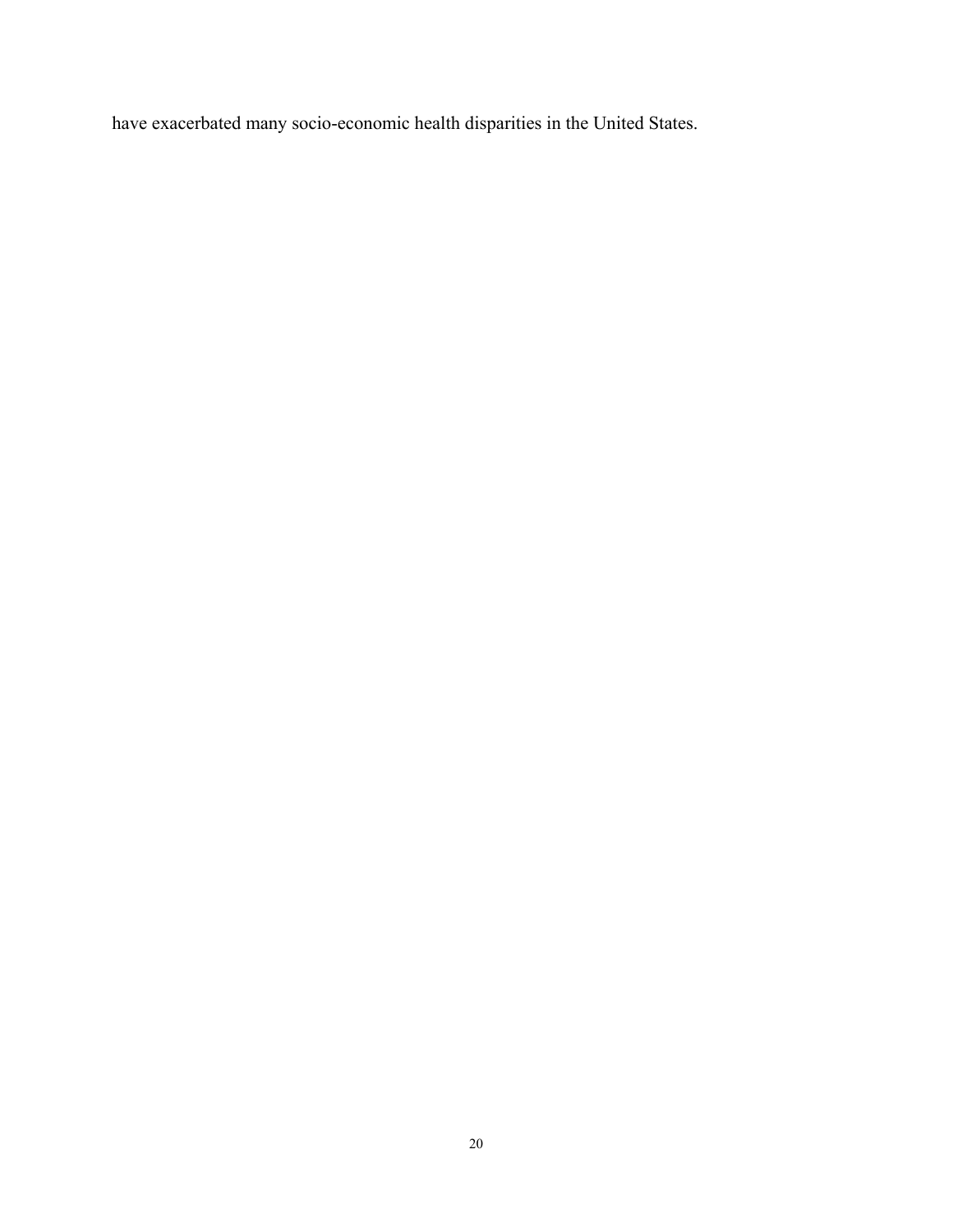have exacerbated many socio-economic health disparities in the United States.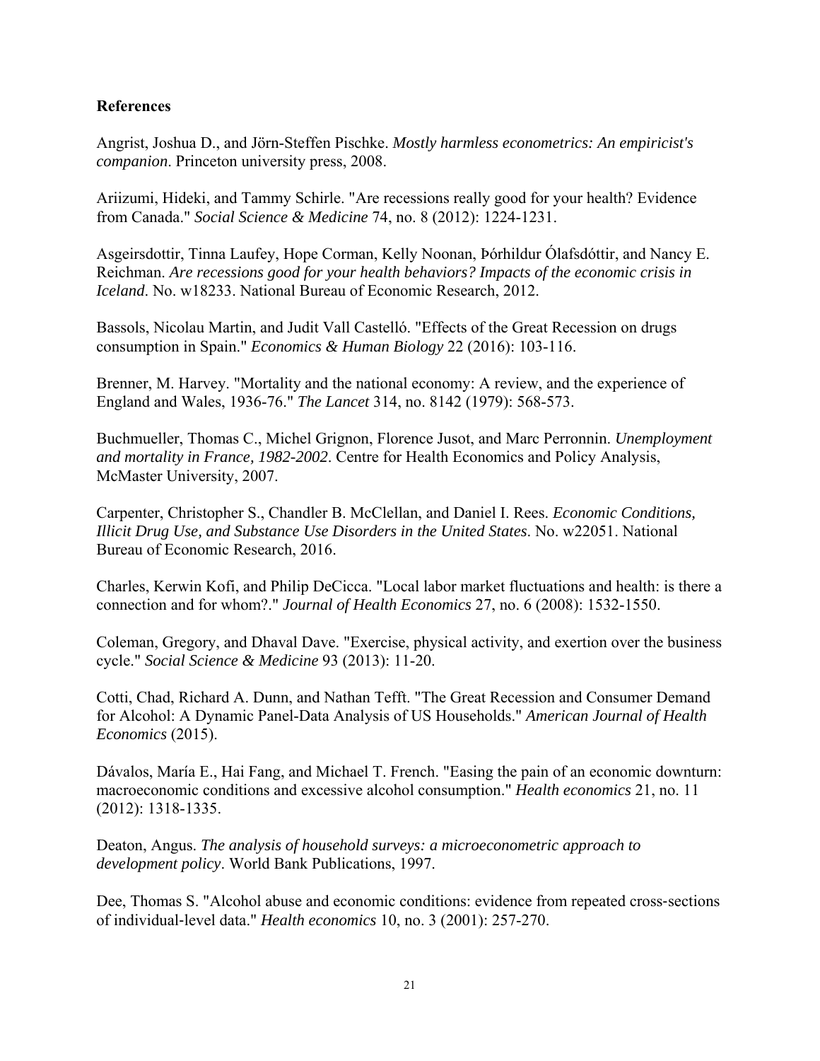**References**

Angrist, Joshua D., and Jörn-Steffen Pischke. *Mostly harmless econometrics: An empiricist's companion*. Princeton university press, 2008.

Ariizumi, Hideki, and Tammy Schirle. "Are recessions really good for your health? Evidence from Canada." *Social Science & Medicine* 74, no. 8 (2012): 1224-1231.

Asgeirsdottir, Tinna Laufey, Hope Corman, Kelly Noonan, Þórhildur Ólafsdóttir, and Nancy E. Reichman. *Are recessions good for your health behaviors? Impacts of the economic crisis in Iceland*. No. w18233. National Bureau of Economic Research, 2012.

Bassols, Nicolau Martin, and Judit Vall Castelló. "Effects of the Great Recession on drugs consumption in Spain." *Economics & Human Biology* 22 (2016): 103-116.

Brenner, M. Harvey. "Mortality and the national economy: A review, and the experience of England and Wales, 1936-76." *The Lancet* 314, no. 8142 (1979): 568-573.

Buchmueller, Thomas C., Michel Grignon, Florence Jusot, and Marc Perronnin. *Unemployment and mortality in France, 1982-2002*. Centre for Health Economics and Policy Analysis, McMaster University, 2007.

Carpenter, Christopher S., Chandler B. McClellan, and Daniel I. Rees. *Economic Conditions, Illicit Drug Use, and Substance Use Disorders in the United States*. No. w22051. National Bureau of Economic Research, 2016.

Charles, Kerwin Kofi, and Philip DeCicca. "Local labor market fluctuations and health: is there a connection and for whom?." *Journal of Health Economics* 27, no. 6 (2008): 1532-1550.

Coleman, Gregory, and Dhaval Dave. "Exercise, physical activity, and exertion over the business cycle." *Social Science & Medicine* 93 (2013): 11-20.

Cotti, Chad, Richard A. Dunn, and Nathan Tefft. "The Great Recession and Consumer Demand for Alcohol: A Dynamic Panel-Data Analysis of US Households." *American Journal of Health Economics* (2015).

Dávalos, María E., Hai Fang, and Michael T. French. "Easing the pain of an economic downturn: macroeconomic conditions and excessive alcohol consumption." *Health economics* 21, no. 11 (2012): 1318-1335.

Deaton, Angus. *The analysis of household surveys: a microeconometric approach to development policy*. World Bank Publications, 1997.

Dee, Thomas S. "Alcohol abuse and economic conditions: evidence from repeated cross-sections of individual-level data." *Health economics* 10, no. 3 (2001): 257-270.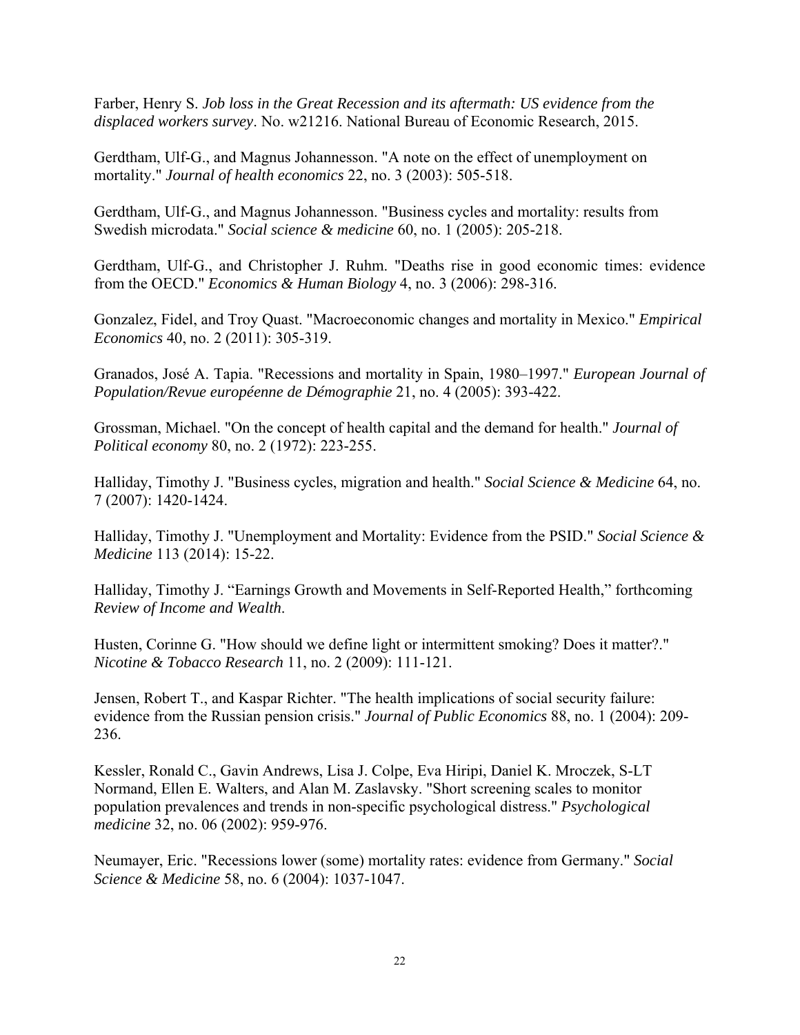Farber, Henry S. *Job loss in the Great Recession and its aftermath: US evidence from the displaced workers survey*. No. w21216. National Bureau of Economic Research, 2015.

Gerdtham, Ulf-G., and Magnus Johannesson. "A note on the effect of unemployment on mortality." *Journal of health economics* 22, no. 3 (2003): 505-518.

Gerdtham, Ulf-G., and Magnus Johannesson. "Business cycles and mortality: results from Swedish microdata." *Social science & medicine* 60, no. 1 (2005): 205-218.

Gerdtham, Ulf-G., and Christopher J. Ruhm. "Deaths rise in good economic times: evidence from the OECD." *Economics & Human Biology* 4, no. 3 (2006): 298-316.

Gonzalez, Fidel, and Troy Quast. "Macroeconomic changes and mortality in Mexico." *Empirical Economics* 40, no. 2 (2011): 305-319.

Granados, José A. Tapia. "Recessions and mortality in Spain, 1980–1997." *European Journal of Population/Revue européenne de Démographie* 21, no. 4 (2005): 393-422.

Grossman, Michael. "On the concept of health capital and the demand for health." *Journal of Political economy* 80, no. 2 (1972): 223-255.

Halliday, Timothy J. "Business cycles, migration and health." *Social Science & Medicine* 64, no. 7 (2007): 1420-1424.

Halliday, Timothy J. "Unemployment and Mortality: Evidence from the PSID." *Social Science & Medicine* 113 (2014): 15-22.

Halliday, Timothy J. "Earnings Growth and Movements in Self-Reported Health," forthcoming *Review of Income and Wealth*.

Husten, Corinne G. "How should we define light or intermittent smoking? Does it matter?." *Nicotine & Tobacco Research* 11, no. 2 (2009): 111-121.

Jensen, Robert T., and Kaspar Richter. "The health implications of social security failure: evidence from the Russian pension crisis." *Journal of Public Economics* 88, no. 1 (2004): 209-236.

Kessler, Ronald C., Gavin Andrews, Lisa J. Colpe, Eva Hiripi, Daniel K. Mroczek, S-LT Normand, Ellen E. Walters, and Alan M. Zaslavsky. "Short screening scales to monitor population prevalences and trends in non-specific psychological distress." *Psychological medicine* 32, no. 06 (2002): 959-976.

Neumayer, Eric. "Recessions lower (some) mortality rates: evidence from Germany." *Social Science & Medicine* 58, no. 6 (2004): 1037-1047.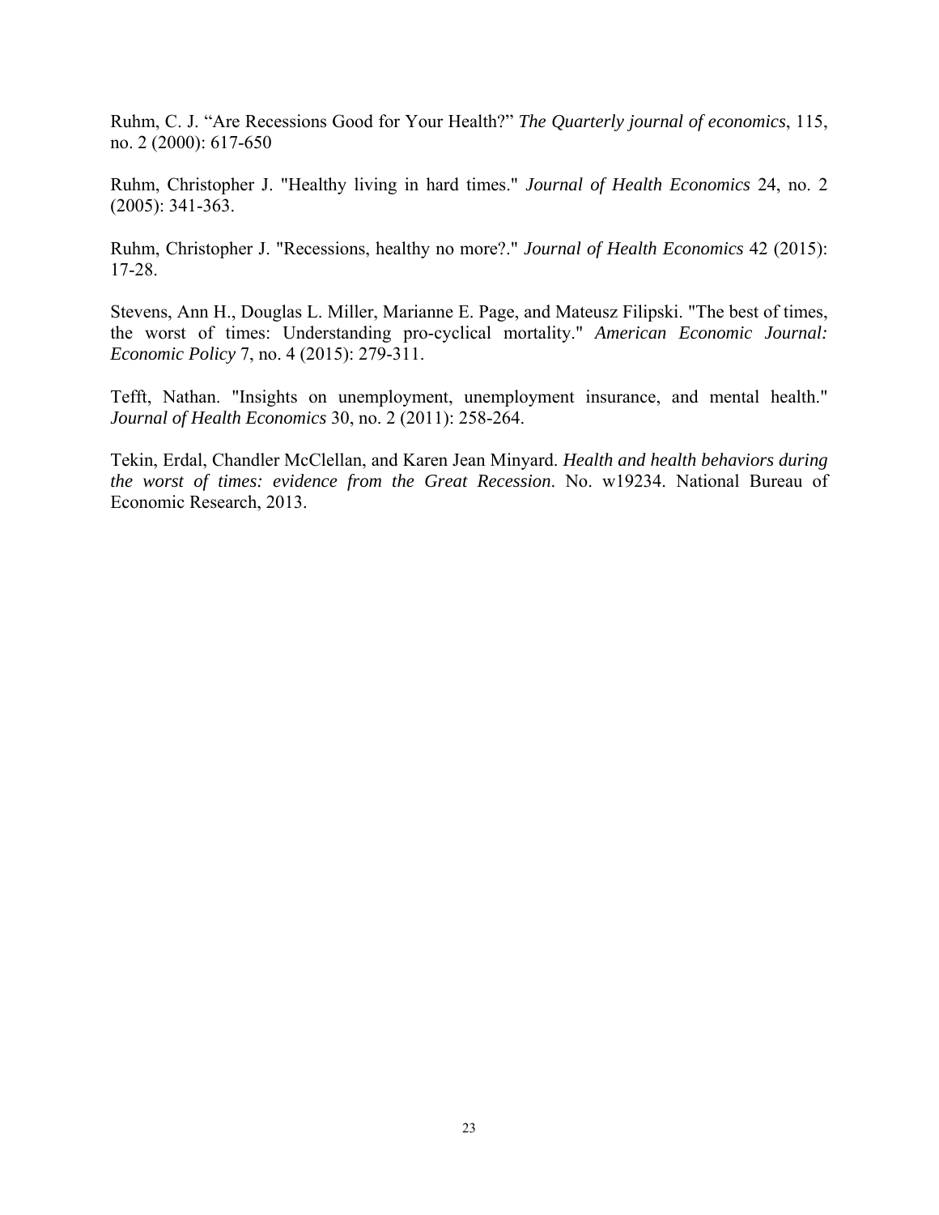Ruhm, C. J. "Are Recessions Good for Your Health?" *The Quarterly journal of economics*, 115, no. 2 (2000): 617-650

Ruhm, Christopher J. "Healthy living in hard times." *Journal of Health Economics* 24, no. 2 (2005): 341-363.

Ruhm, Christopher J. "Recessions, healthy no more?." *Journal of Health Economics* 42 (2015): 17-28.

Stevens, Ann H., Douglas L. Miller, Marianne E. Page, and Mateusz Filipski. "The best of times, the worst of times: Understanding pro-cyclical mortality." *American Economic Journal: Economic Policy* 7, no. 4 (2015): 279-311.

Tefft, Nathan. "Insights on unemployment, unemployment insurance, and mental health." *Journal of Health Economics* 30, no. 2 (2011): 258-264.

Tekin, Erdal, Chandler McClellan, and Karen Jean Minyard. *Health and health behaviors during the worst of times: evidence from the Great Recession*. No. w19234. National Bureau of Economic Research, 2013.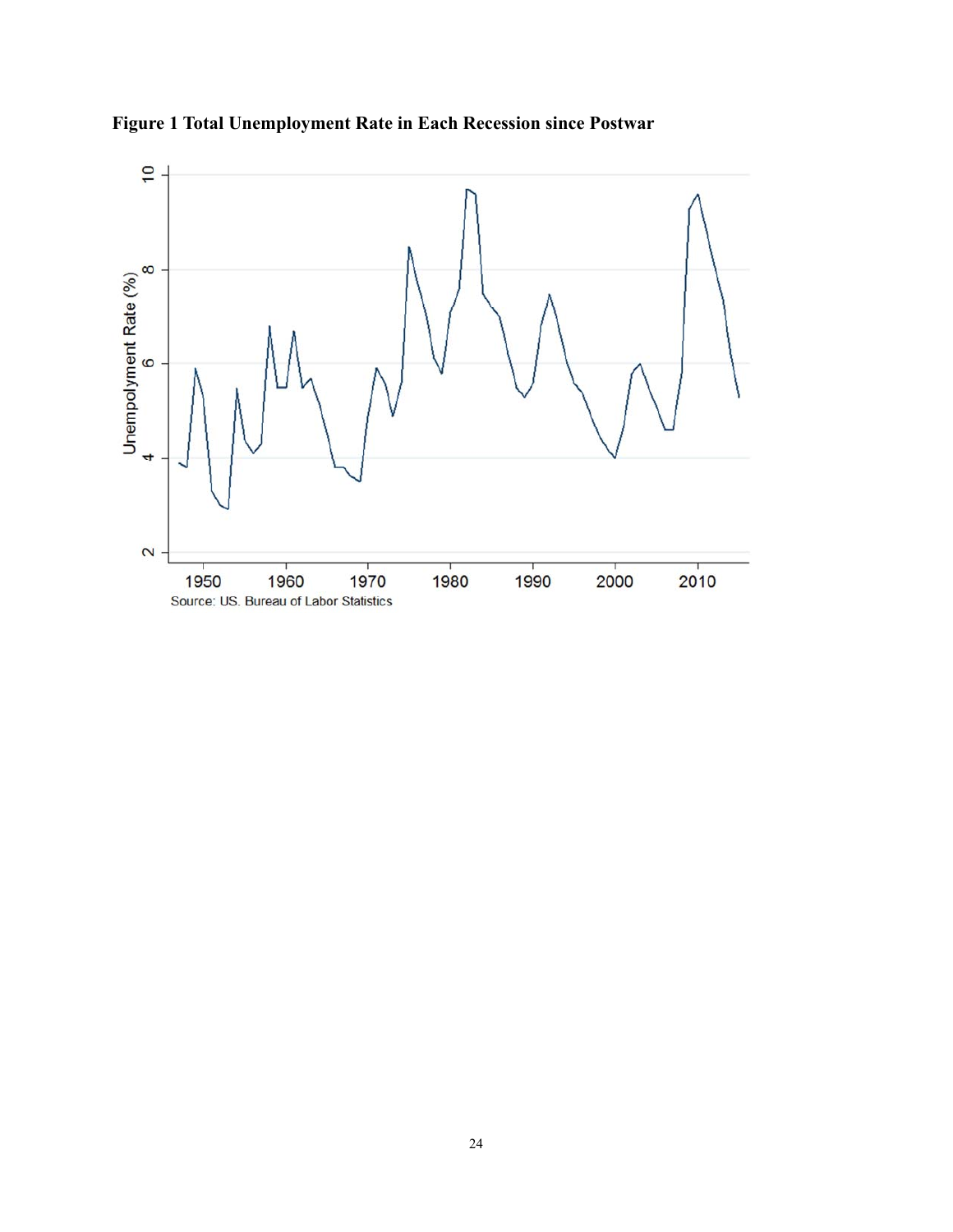**Figure 1 Total Unemployment Rate in Each Recession since Postwar**

Source: US. Bureau of Labor Statistics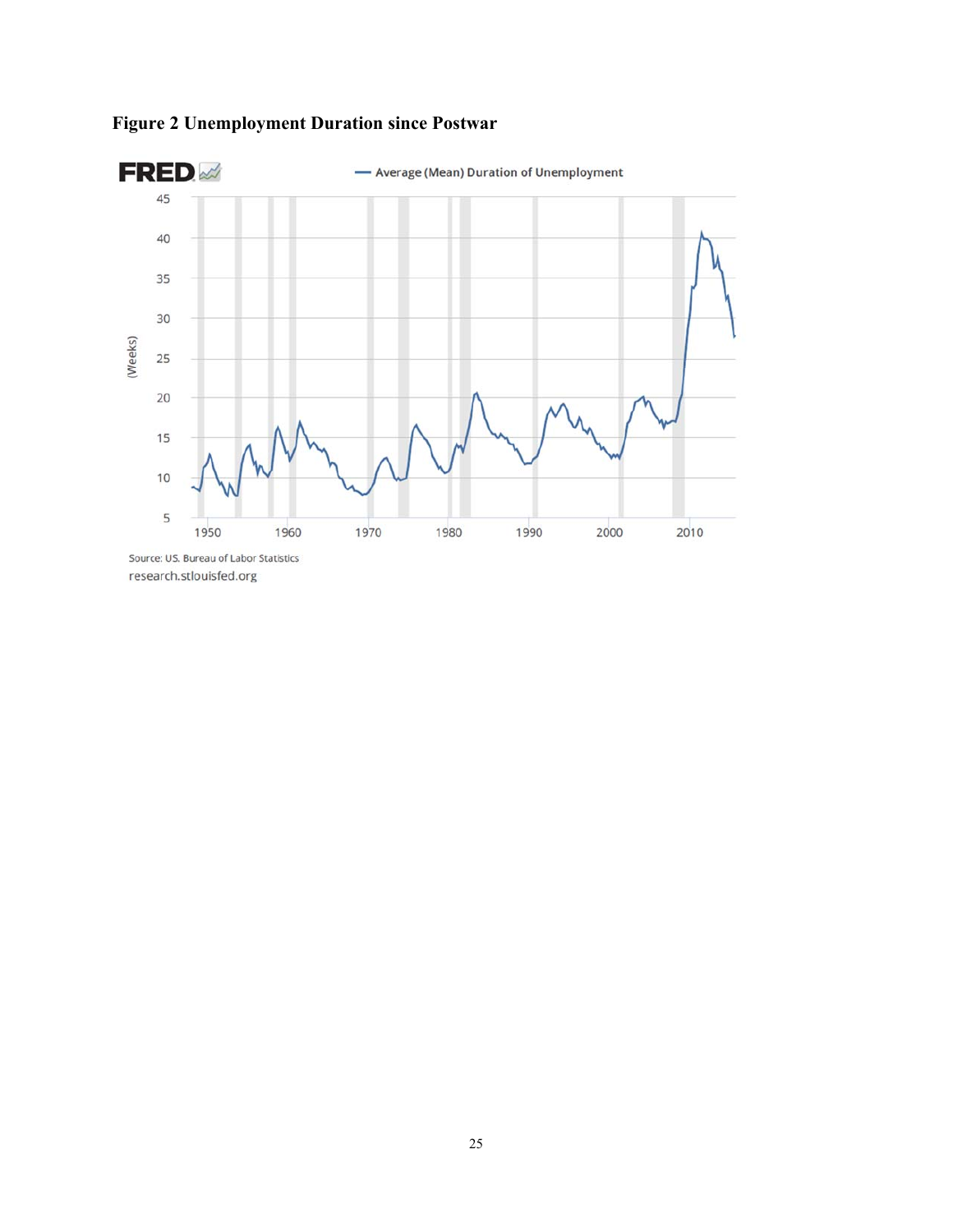**Figure 2 Unemployment Duration since Postwar**

Source: US. Bureau of Labor Statistics
research.stlouisfed.org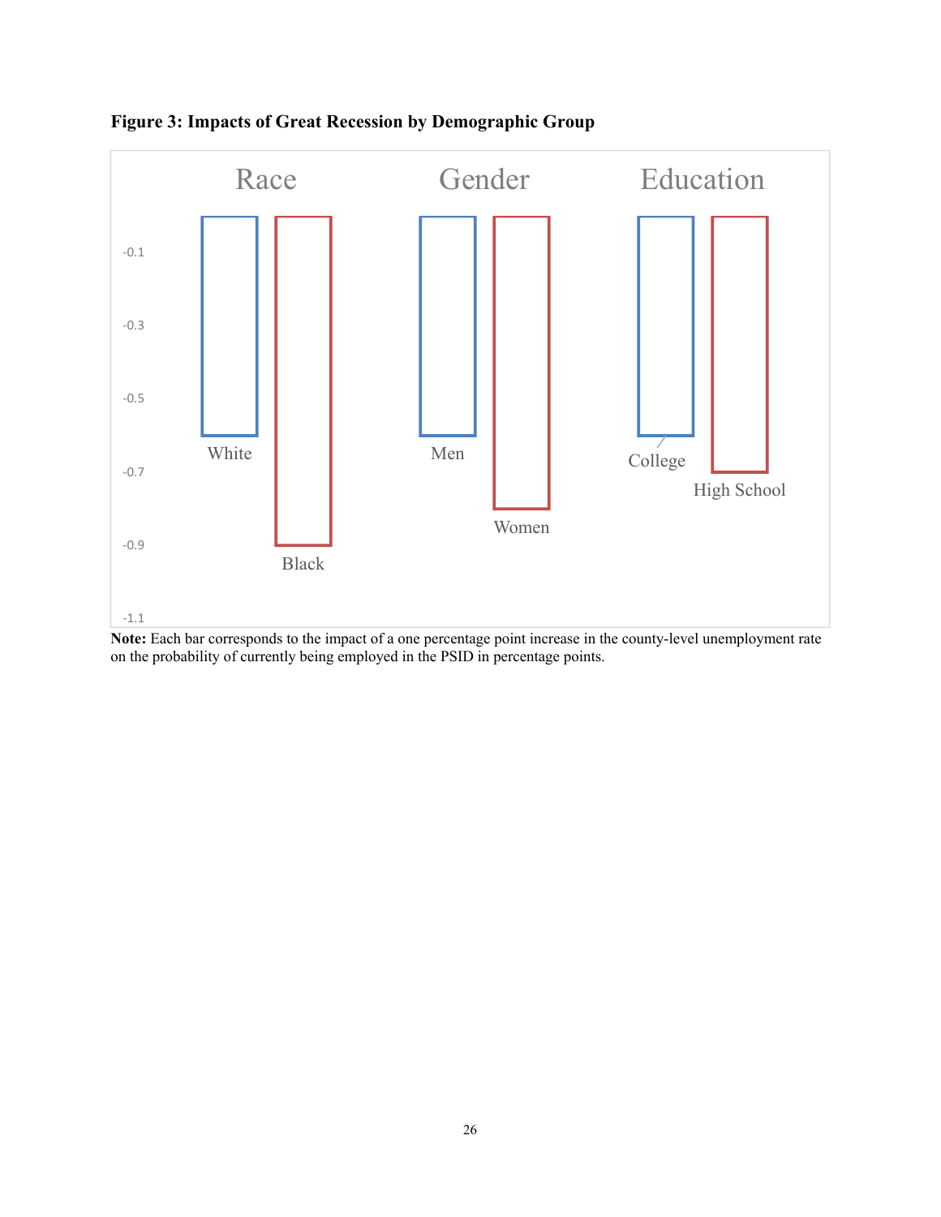**Figure 3: Impacts of Great Recession by Demographic Group**

**Note:** Each bar corresponds to the impact of a one percentage point increase in the county-level unemployment rate on the probability of currently being employed in the PSID in percentage points.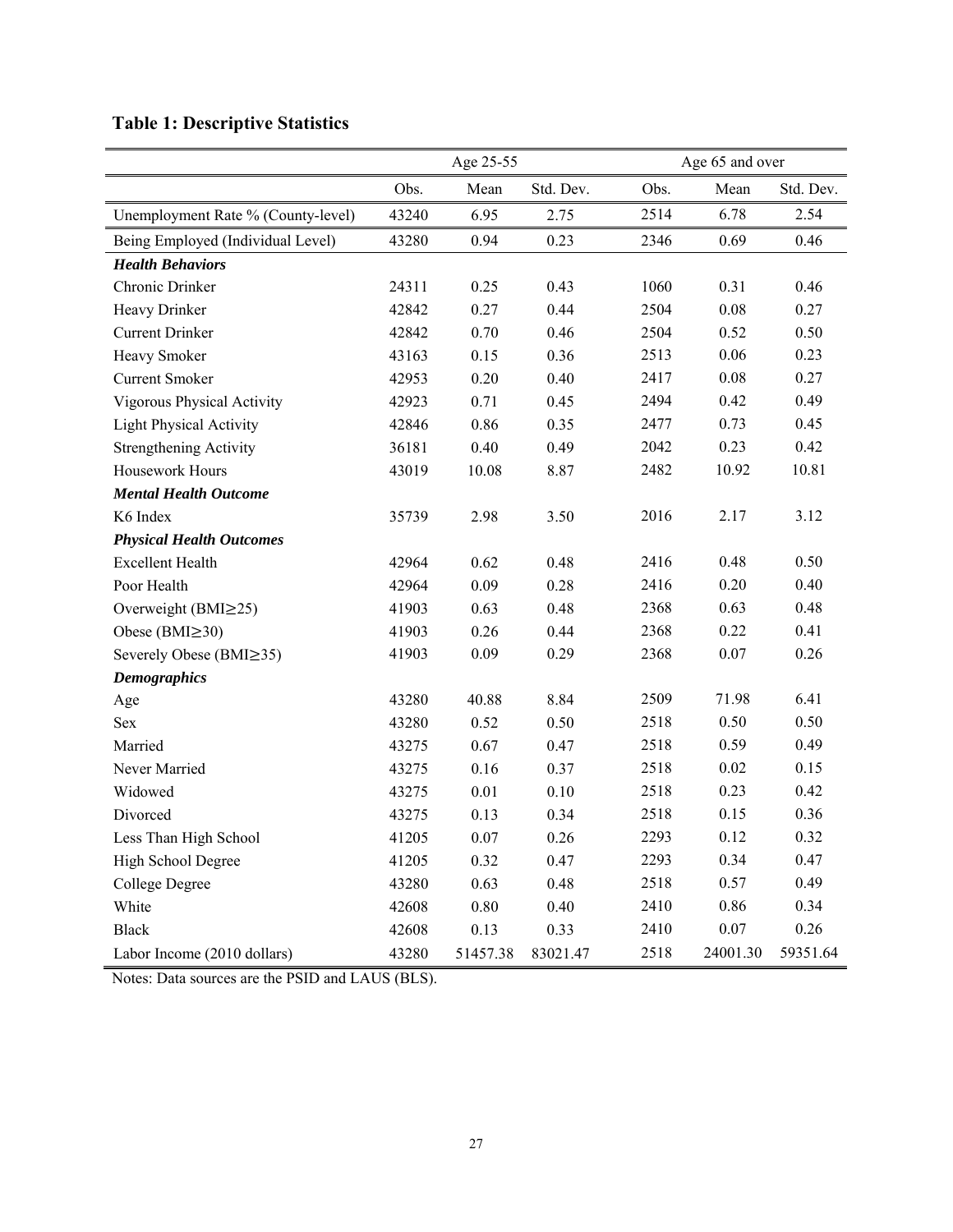**Table 1: Descriptive Statistics**

| | Age 25-55 | | | Age 65 and over | | |
|---|---|---|---|---|---|---|
| | Obs. | Mean | Std. Dev. | Obs. | Mean | Std. Dev. |
| Unemployment Rate % (County-level) | 43240 | 6.95 | 2.75 | 2514 | 6.78 | 2.54 |
| Being Employed (Individual Level) | 43280 | 0.94 | 0.23 | 2346 | 0.69 | 0.46 |
| ***Health Behaviors*** | | | | | | |
| Chronic Drinker | 24311 | 0.25 | 0.43 | 1060 | 0.31 | 0.46 |
| Heavy Drinker | 42842 | 0.27 | 0.44 | 2504 | 0.08 | 0.27 |
| Current Drinker | 42842 | 0.70 | 0.46 | 2504 | 0.52 | 0.50 |
| Heavy Smoker | 43163 | 0.15 | 0.36 | 2513 | 0.06 | 0.23 |
| Current Smoker | 42953 | 0.20 | 0.40 | 2417 | 0.08 | 0.27 |
| Vigorous Physical Activity | 42923 | 0.71 | 0.45 | 2494 | 0.42 | 0.49 |
| Light Physical Activity | 42846 | 0.86 | 0.35 | 2477 | 0.73 | 0.45 |
| Strengthening Activity | 36181 | 0.40 | 0.49 | 2042 | 0.23 | 0.42 |
| Housework Hours | 43019 | 10.08 | 8.87 | 2482 | 10.92 | 10.81 |
| ***Mental Health Outcome*** | | | | | | |
| K6 Index | 35739 | 2.98 | 3.50 | 2016 | 2.17 | 3.12 |
| ***Physical Health Outcomes*** | | | | | | |
| Excellent Health | 42964 | 0.62 | 0.48 | 2416 | 0.48 | 0.50 |
| Poor Health | 42964 | 0.09 | 0.28 | 2416 | 0.20 | 0.40 |
| Overweight (BMI≥25) | 41903 | 0.63 | 0.48 | 2368 | 0.63 | 0.48 |
| Obese (BMI≥30) | 41903 | 0.26 | 0.44 | 2368 | 0.22 | 0.41 |
| Severely Obese (BMI≥35) | 41903 | 0.09 | 0.29 | 2368 | 0.07 | 0.26 |
| ***Demographics*** | | | | | | |
| Age | 43280 | 40.88 | 8.84 | 2509 | 71.98 | 6.41 |
| Sex | 43280 | 0.52 | 0.50 | 2518 | 0.50 | 0.50 |
| Married | 43275 | 0.67 | 0.47 | 2518 | 0.59 | 0.49 |
| Never Married | 43275 | 0.16 | 0.37 | 2518 | 0.02 | 0.15 |
| Widowed | 43275 | 0.01 | 0.10 | 2518 | 0.23 | 0.42 |
| Divorced | 43275 | 0.13 | 0.34 | 2518 | 0.15 | 0.36 |
| Less Than High School | 41205 | 0.07 | 0.26 | 2293 | 0.12 | 0.32 |
| High School Degree | 41205 | 0.32 | 0.47 | 2293 | 0.34 | 0.47 |
| College Degree | 43280 | 0.63 | 0.48 | 2518 | 0.57 | 0.49 |
| White | 42608 | 0.80 | 0.40 | 2410 | 0.86 | 0.34 |
| Black | 42608 | 0.13 | 0.33 | 2410 | 0.07 | 0.26 |
| Labor Income (2010 dollars) | 43280 | 51457.38 | 83021.47 | 2518 | 24001.30 | 59351.64 |

Notes: Data sources are the PSID and LAUS (BLS).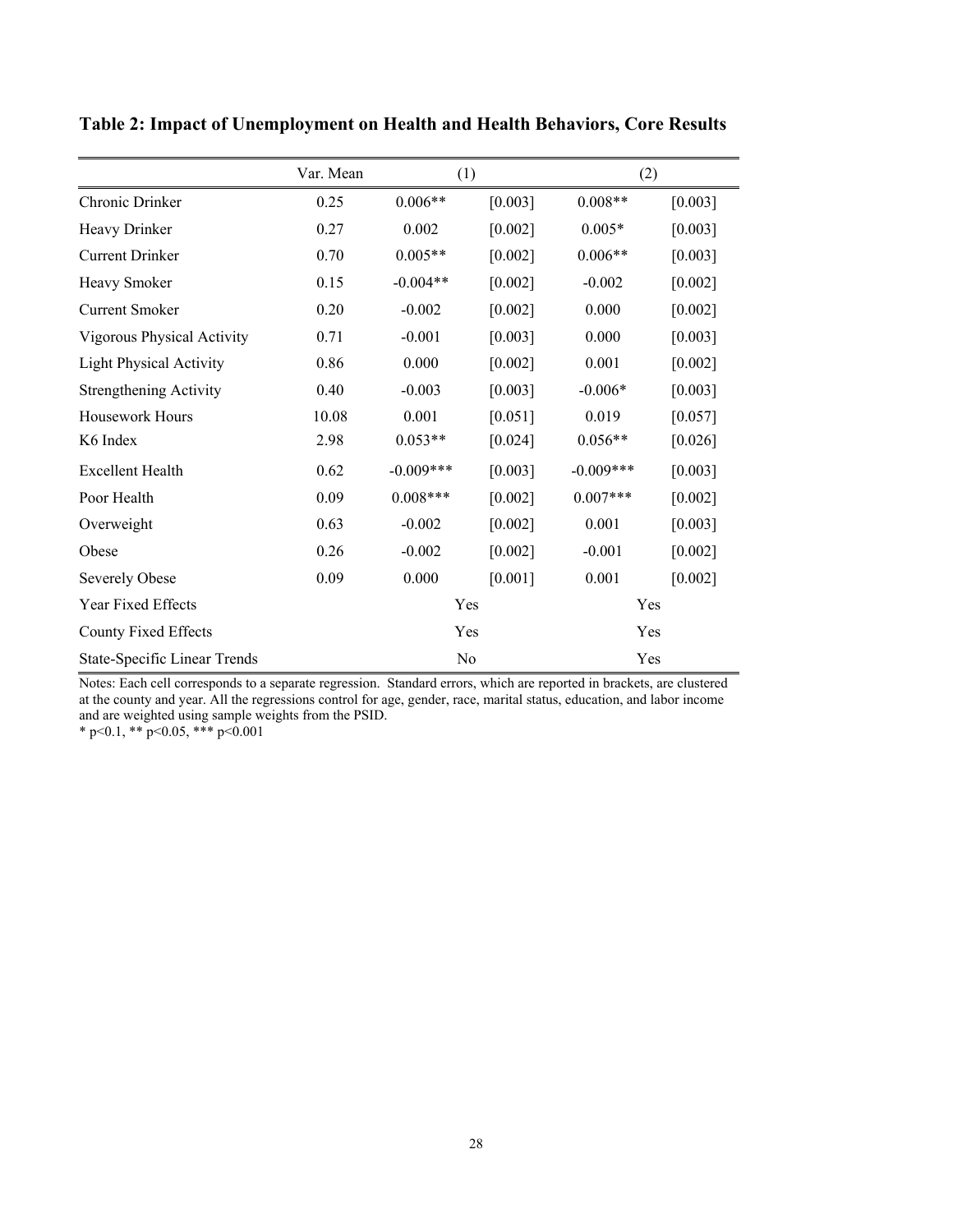## Table 2: Impact of Unemployment on Health and Health Behaviors, Core Results

| | Var. Mean | (1) | | (2) | |
|---|---|---|---|---|---|
| Chronic Drinker | 0.25 | 0.006** | [0.003] | 0.008** | [0.003] |
| Heavy Drinker | 0.27 | 0.002 | [0.002] | 0.005* | [0.003] |
| Current Drinker | 0.70 | 0.005** | [0.002] | 0.006** | [0.003] |
| Heavy Smoker | 0.15 | -0.004** | [0.002] | -0.002 | [0.002] |
| Current Smoker | 0.20 | -0.002 | [0.002] | 0.000 | [0.002] |
| Vigorous Physical Activity | 0.71 | -0.001 | [0.003] | 0.000 | [0.003] |
| Light Physical Activity | 0.86 | 0.000 | [0.002] | 0.001 | [0.002] |
| Strengthening Activity | 0.40 | -0.003 | [0.003] | -0.006* | [0.003] |
| Housework Hours | 10.08 | 0.001 | [0.051] | 0.019 | [0.057] |
| K6 Index | 2.98 | 0.053** | [0.024] | 0.056** | [0.026] |
| Excellent Health | 0.62 | -0.009*** | [0.003] | -0.009*** | [0.003] |
| Poor Health | 0.09 | 0.008*** | [0.002] | 0.007*** | [0.002] |
| Overweight | 0.63 | -0.002 | [0.002] | 0.001 | [0.003] |
| Obese | 0.26 | -0.002 | [0.002] | -0.001 | [0.002] |
| Severely Obese | 0.09 | 0.000 | [0.001] | 0.001 | [0.002] |
| Year Fixed Effects | | Yes | | Yes | |
| County Fixed Effects | | Yes | | Yes | |
| State-Specific Linear Trends | | No | | Yes | |

Notes: Each cell corresponds to a separate regression. Standard errors, which are reported in brackets, are clustered at the county and year. All the regressions control for age, gender, race, marital status, education, and labor income and are weighted using sample weights from the PSID.
* $p<0.1$, ** $p<0.05$, *** $p<0.001$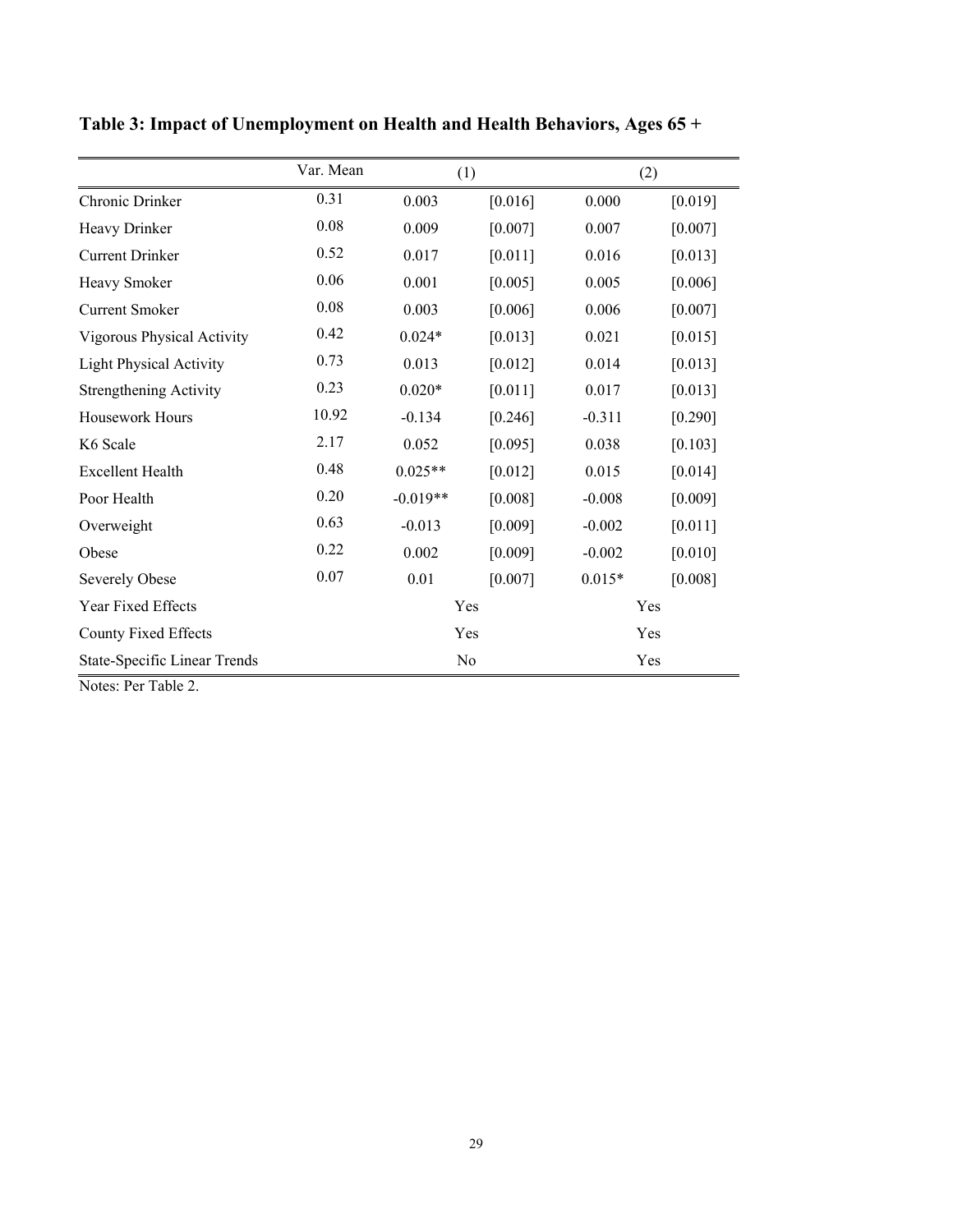**Table 3: Impact of Unemployment on Health and Health Behaviors, Ages 65 +**

| | Var. Mean | (1) | | (2) | |
|---|---|---|---|---|---|
| Chronic Drinker | 0.31 | 0.003 | [0.016] | 0.000 | [0.019] |
| Heavy Drinker | 0.08 | 0.009 | [0.007] | 0.007 | [0.007] |
| Current Drinker | 0.52 | 0.017 | [0.011] | 0.016 | [0.013] |
| Heavy Smoker | 0.06 | 0.001 | [0.005] | 0.005 | [0.006] |
| Current Smoker | 0.08 | 0.003 | [0.006] | 0.006 | [0.007] |
| Vigorous Physical Activity | 0.42 | 0.024* | [0.013] | 0.021 | [0.015] |
| Light Physical Activity | 0.73 | 0.013 | [0.012] | 0.014 | [0.013] |
| Strengthening Activity | 0.23 | 0.020* | [0.011] | 0.017 | [0.013] |
| Housework Hours | 10.92 | -0.134 | [0.246] | -0.311 | [0.290] |
| K6 Scale | 2.17 | 0.052 | [0.095] | 0.038 | [0.103] |
| Excellent Health | 0.48 | 0.025** | [0.012] | 0.015 | [0.014] |
| Poor Health | 0.20 | -0.019** | [0.008] | -0.008 | [0.009] |
| Overweight | 0.63 | -0.013 | [0.009] | -0.002 | [0.011] |
| Obese | 0.22 | 0.002 | [0.009] | -0.002 | [0.010] |
| Severely Obese | 0.07 | 0.01 | [0.007] | 0.015* | [0.008] |
| Year Fixed Effects | | Yes | | Yes | |
| County Fixed Effects | | Yes | | Yes | |
| State-Specific Linear Trends | | No | | Yes | |

Notes: Per Table 2.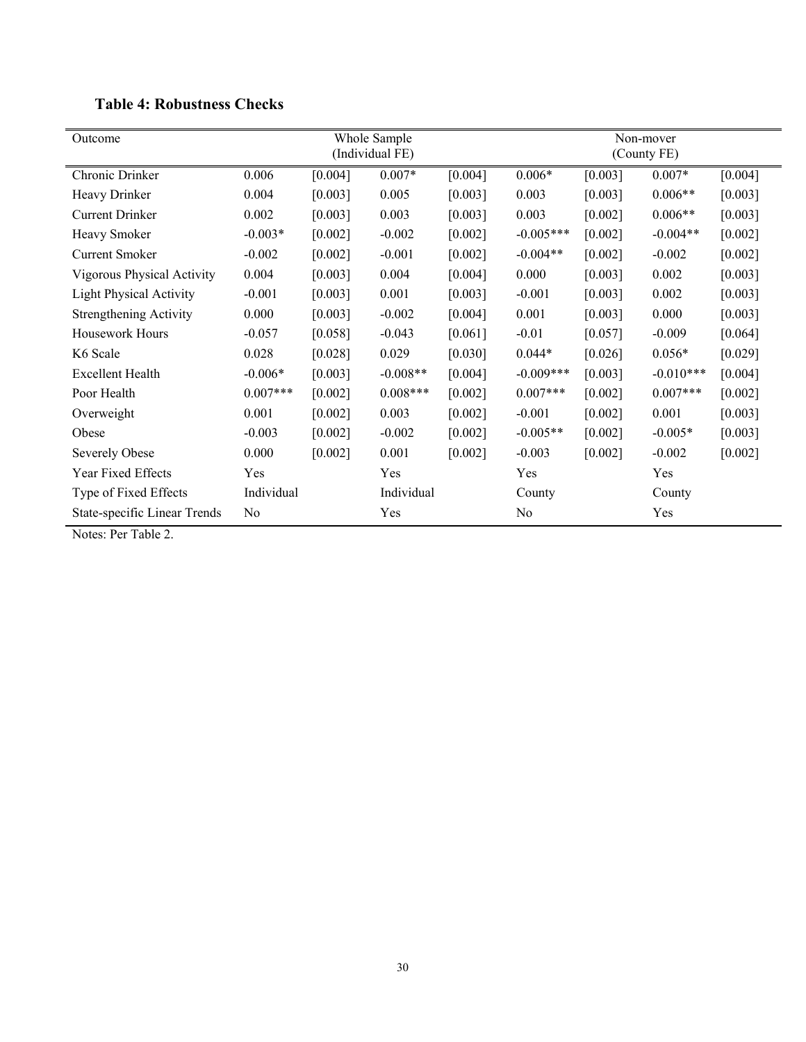**Table 4: Robustness Checks**

| Outcome | Whole Sample (Individual FE) | | | | Non-mover (County FE) | | | |
|---|---|---|---|---|---|---|---|---|
| Chronic Drinker | 0.006 | [0.004] | 0.007* | [0.004] | 0.006* | [0.003] | 0.007* | [0.004] |
| Heavy Drinker | 0.004 | [0.003] | 0.005 | [0.003] | 0.003 | [0.003] | 0.006** | [0.003] |
| Current Drinker | 0.002 | [0.003] | 0.003 | [0.003] | 0.003 | [0.002] | 0.006** | [0.003] |
| Heavy Smoker | -0.003* | [0.002] | -0.002 | [0.002] | -0.005*** | [0.002] | -0.004** | [0.002] |
| Current Smoker | -0.002 | [0.002] | -0.001 | [0.002] | -0.004** | [0.002] | -0.002 | [0.002] |
| Vigorous Physical Activity | 0.004 | [0.003] | 0.004 | [0.004] | 0.000 | [0.003] | 0.002 | [0.003] |
| Light Physical Activity | -0.001 | [0.003] | 0.001 | [0.003] | -0.001 | [0.003] | 0.002 | [0.003] |
| Strengthening Activity | 0.000 | [0.003] | -0.002 | [0.004] | 0.001 | [0.003] | 0.000 | [0.003] |
| Housework Hours | -0.057 | [0.058] | -0.043 | [0.061] | -0.01 | [0.057] | -0.009 | [0.064] |
| K6 Scale | 0.028 | [0.028] | 0.029 | [0.030] | 0.044* | [0.026] | 0.056* | [0.029] |
| Excellent Health | -0.006* | [0.003] | -0.008** | [0.004] | -0.009*** | [0.003] | -0.010*** | [0.004] |
| Poor Health | 0.007*** | [0.002] | 0.008*** | [0.002] | 0.007*** | [0.002] | 0.007*** | [0.002] |
| Overweight | 0.001 | [0.002] | 0.003 | [0.002] | -0.001 | [0.002] | 0.001 | [0.003] |
| Obese | -0.003 | [0.002] | -0.002 | [0.002] | -0.005** | [0.002] | -0.005* | [0.003] |
| Severely Obese | 0.000 | [0.002] | 0.001 | [0.002] | -0.003 | [0.002] | -0.002 | [0.002] |
| Year Fixed Effects | Yes | | Yes | | Yes | | Yes | |
| Type of Fixed Effects | Individual | | Individual | | County | | County | |
| State-specific Linear Trends | No | | Yes | | No | | Yes | |

Notes: Per Table 2.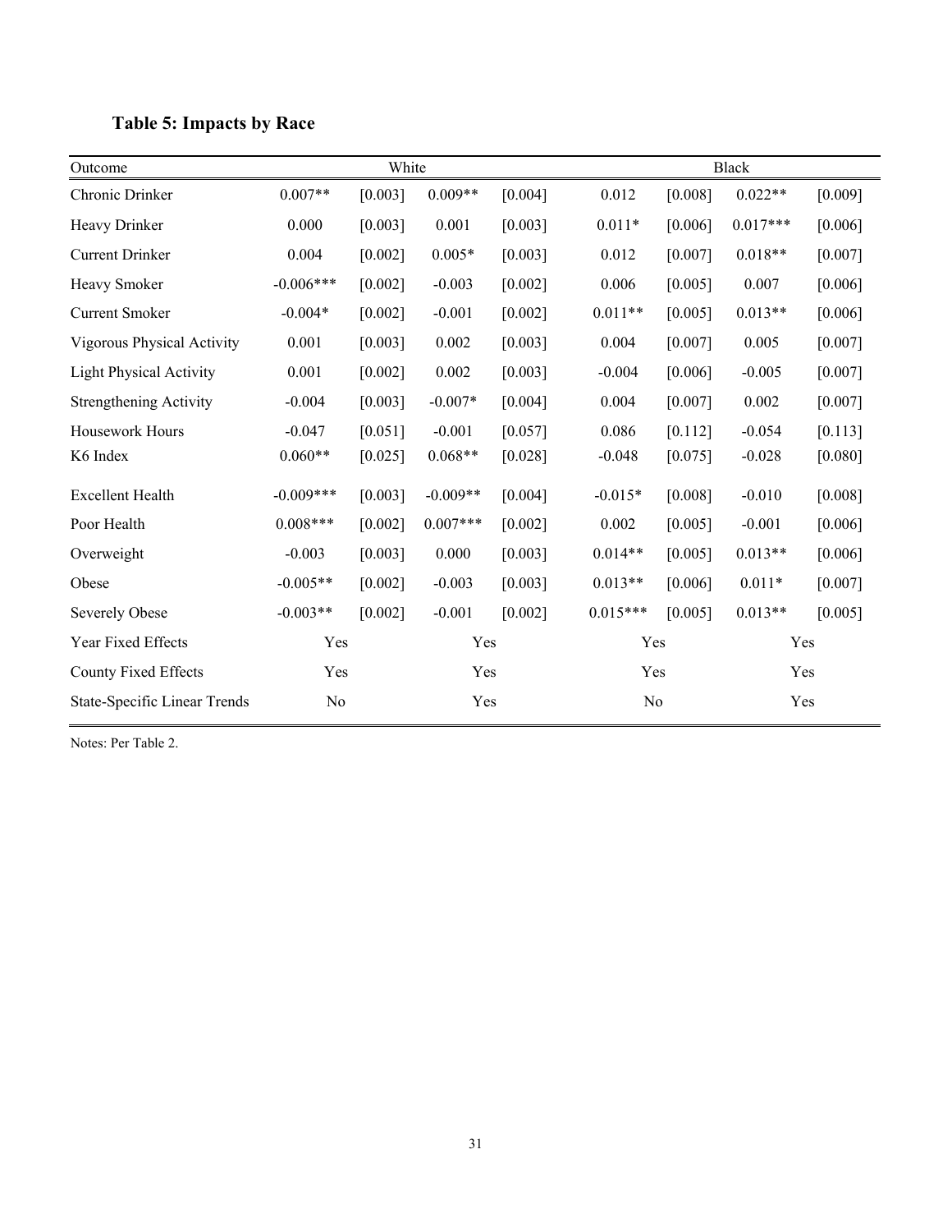**Table 5: Impacts by Race**

| Outcome | White | | | | Black | | | |
|---|---|---|---|---|---|---|---|---|
| Chronic Drinker | 0.007** | [0.003] | 0.009** | [0.004] | 0.012 | [0.008] | 0.022** | [0.009] |
| Heavy Drinker | 0.000 | [0.003] | 0.001 | [0.003] | 0.011* | [0.006] | 0.017*** | [0.006] |
| Current Drinker | 0.004 | [0.002] | 0.005* | [0.003] | 0.012 | [0.007] | 0.018** | [0.007] |
| Heavy Smoker | -0.006*** | [0.002] | -0.003 | [0.002] | 0.006 | [0.005] | 0.007 | [0.006] |
| Current Smoker | -0.004* | [0.002] | -0.001 | [0.002] | 0.011** | [0.005] | 0.013** | [0.006] |
| Vigorous Physical Activity | 0.001 | [0.003] | 0.002 | [0.003] | 0.004 | [0.007] | 0.005 | [0.007] |
| Light Physical Activity | 0.001 | [0.002] | 0.002 | [0.003] | -0.004 | [0.006] | -0.005 | [0.007] |
| Strengthening Activity | -0.004 | [0.003] | -0.007* | [0.004] | 0.004 | [0.007] | 0.002 | [0.007] |
| Housework Hours | -0.047 | [0.051] | -0.001 | [0.057] | 0.086 | [0.112] | -0.054 | [0.113] |
| K6 Index | 0.060** | [0.025] | 0.068** | [0.028] | -0.048 | [0.075] | -0.028 | [0.080] |
| Excellent Health | -0.009*** | [0.003] | -0.009** | [0.004] | -0.015* | [0.008] | -0.010 | [0.008] |
| Poor Health | 0.008*** | [0.002] | 0.007*** | [0.002] | 0.002 | [0.005] | -0.001 | [0.006] |
| Overweight | -0.003 | [0.003] | 0.000 | [0.003] | 0.014** | [0.005] | 0.013** | [0.006] |
| Obese | -0.005** | [0.002] | -0.003 | [0.003] | 0.013** | [0.006] | 0.011* | [0.007] |
| Severely Obese | -0.003** | [0.002] | -0.001 | [0.002] | 0.015*** | [0.005] | 0.013** | [0.005] |
| Year Fixed Effects | Yes | | Yes | | Yes | | Yes | |
| County Fixed Effects | Yes | | Yes | | Yes | | Yes | |
| State-Specific Linear Trends | No | | Yes | | No | | Yes | |

Notes: Per Table 2.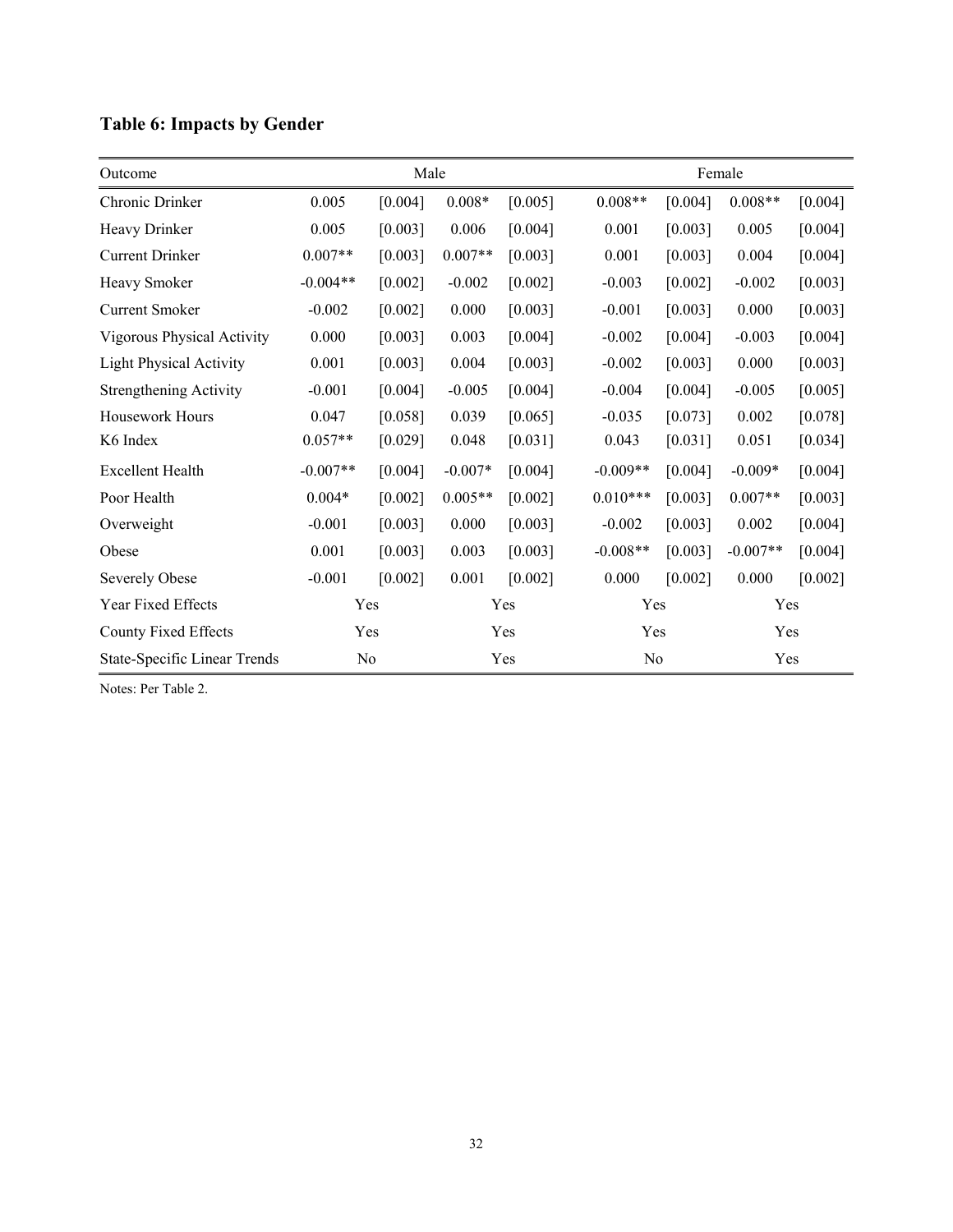## Table 6: Impacts by Gender

| Outcome | Male | | | | Female | | | |
|---|---|---|---|---|---|---|---|---|
| Chronic Drinker | 0.005 | [0.004] | 0.008* | [0.005] | 0.008** | [0.004] | 0.008** | [0.004] |
| Heavy Drinker | 0.005 | [0.003] | 0.006 | [0.004] | 0.001 | [0.003] | 0.005 | [0.004] |
| Current Drinker | 0.007** | [0.003] | 0.007** | [0.003] | 0.001 | [0.003] | 0.004 | [0.004] |
| Heavy Smoker | -0.004** | [0.002] | -0.002 | [0.002] | -0.003 | [0.002] | -0.002 | [0.003] |
| Current Smoker | -0.002 | [0.002] | 0.000 | [0.003] | -0.001 | [0.003] | 0.000 | [0.003] |
| Vigorous Physical Activity | 0.000 | [0.003] | 0.003 | [0.004] | -0.002 | [0.004] | -0.003 | [0.004] |
| Light Physical Activity | 0.001 | [0.003] | 0.004 | [0.003] | -0.002 | [0.003] | 0.000 | [0.003] |
| Strengthening Activity | -0.001 | [0.004] | -0.005 | [0.004] | -0.004 | [0.004] | -0.005 | [0.005] |
| Housework Hours | 0.047 | [0.058] | 0.039 | [0.065] | -0.035 | [0.073] | 0.002 | [0.078] |
| K6 Index | 0.057** | [0.029] | 0.048 | [0.031] | 0.043 | [0.031] | 0.051 | [0.034] |
| Excellent Health | -0.007** | [0.004] | -0.007* | [0.004] | -0.009** | [0.004] | -0.009* | [0.004] |
| Poor Health | 0.004* | [0.002] | 0.005** | [0.002] | 0.010*** | [0.003] | 0.007** | [0.003] |
| Overweight | -0.001 | [0.003] | 0.000 | [0.003] | -0.002 | [0.003] | 0.002 | [0.004] |
| Obese | 0.001 | [0.003] | 0.003 | [0.003] | -0.008** | [0.003] | -0.007** | [0.004] |
| Severely Obese | -0.001 | [0.002] | 0.001 | [0.002] | 0.000 | [0.002] | 0.000 | [0.002] |
| Year Fixed Effects | Yes | | Yes | | Yes | | Yes | |
| County Fixed Effects | Yes | | Yes | | Yes | | Yes | |
| State-Specific Linear Trends | No | | Yes | | No | | Yes | |

Notes: Per Table 2.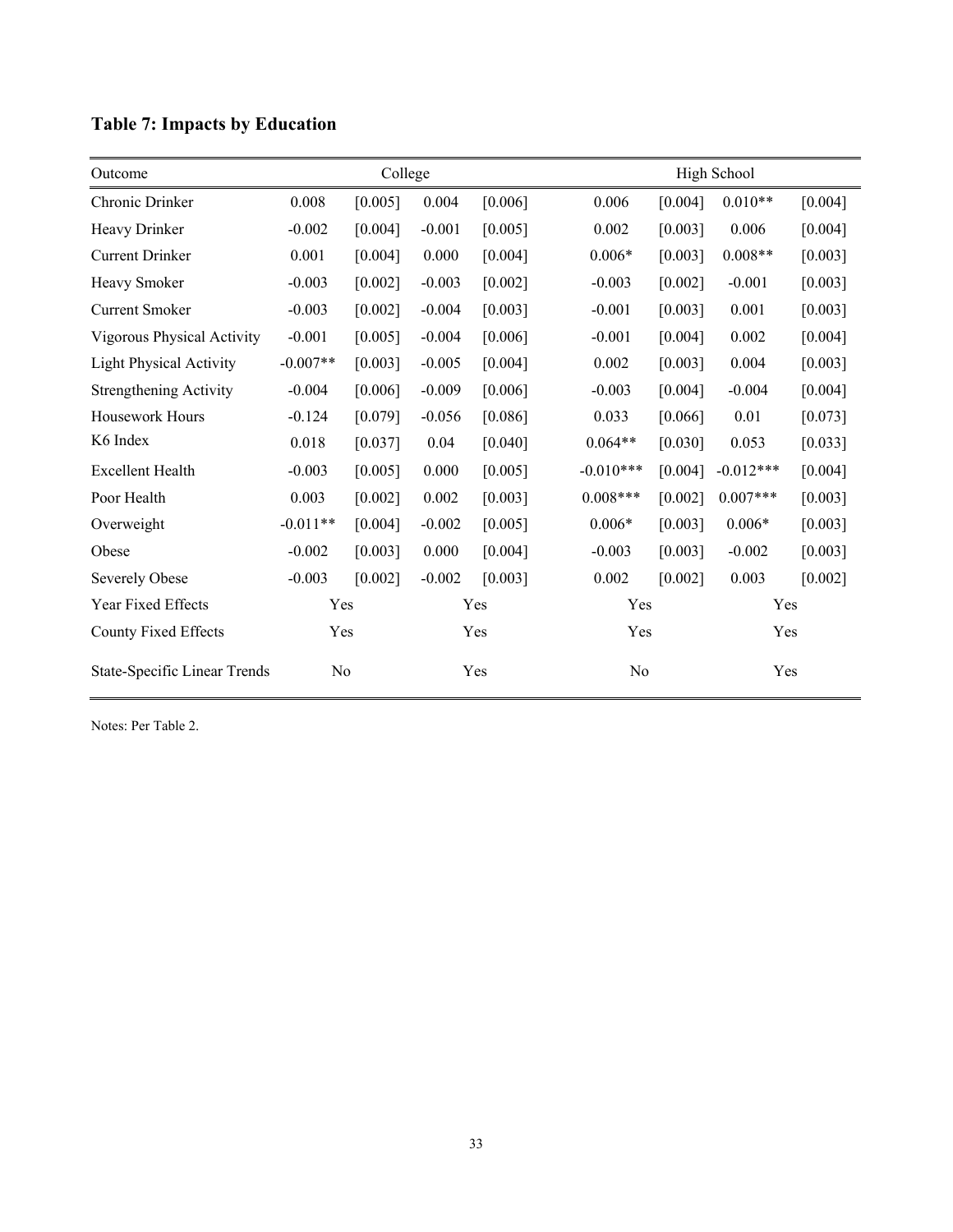**Table 7: Impacts by Education**

| Outcome | College | | | | High School | | | |
|---|---|---|---|---|---|---|---|---|
| Chronic Drinker | 0.008 | [0.005] | 0.004 | [0.006] | 0.006 | [0.004] | 0.010** | [0.004] |
| Heavy Drinker | -0.002 | [0.004] | -0.001 | [0.005] | 0.002 | [0.003] | 0.006 | [0.004] |
| Current Drinker | 0.001 | [0.004] | 0.000 | [0.004] | 0.006* | [0.003] | 0.008** | [0.003] |
| Heavy Smoker | -0.003 | [0.002] | -0.003 | [0.002] | -0.003 | [0.002] | -0.001 | [0.003] |
| Current Smoker | -0.003 | [0.002] | -0.004 | [0.003] | -0.001 | [0.003] | 0.001 | [0.003] |
| Vigorous Physical Activity | -0.001 | [0.005] | -0.004 | [0.006] | -0.001 | [0.004] | 0.002 | [0.004] |
| Light Physical Activity | -0.007** | [0.003] | -0.005 | [0.004] | 0.002 | [0.003] | 0.004 | [0.003] |
| Strengthening Activity | -0.004 | [0.006] | -0.009 | [0.006] | -0.003 | [0.004] | -0.004 | [0.004] |
| Housework Hours | -0.124 | [0.079] | -0.056 | [0.086] | 0.033 | [0.066] | 0.01 | [0.073] |
| K6 Index | 0.018 | [0.037] | 0.04 | [0.040] | 0.064** | [0.030] | 0.053 | [0.033] |
| Excellent Health | -0.003 | [0.005] | 0.000 | [0.005] | -0.010*** | [0.004] | -0.012*** | [0.004] |
| Poor Health | 0.003 | [0.002] | 0.002 | [0.003] | 0.008*** | [0.002] | 0.007*** | [0.003] |
| Overweight | -0.011** | [0.004] | -0.002 | [0.005] | 0.006* | [0.003] | 0.006* | [0.003] |
| Obese | -0.002 | [0.003] | 0.000 | [0.004] | -0.003 | [0.003] | -0.002 | [0.003] |
| Severely Obese | -0.003 | [0.002] | -0.002 | [0.003] | 0.002 | [0.002] | 0.003 | [0.002] |
| Year Fixed Effects | Yes | | Yes | | Yes | | Yes | |
| County Fixed Effects | Yes | | Yes | | Yes | | Yes | |
| State-Specific Linear Trends | No | | Yes | | No | | Yes | |

Notes: Per Table 2.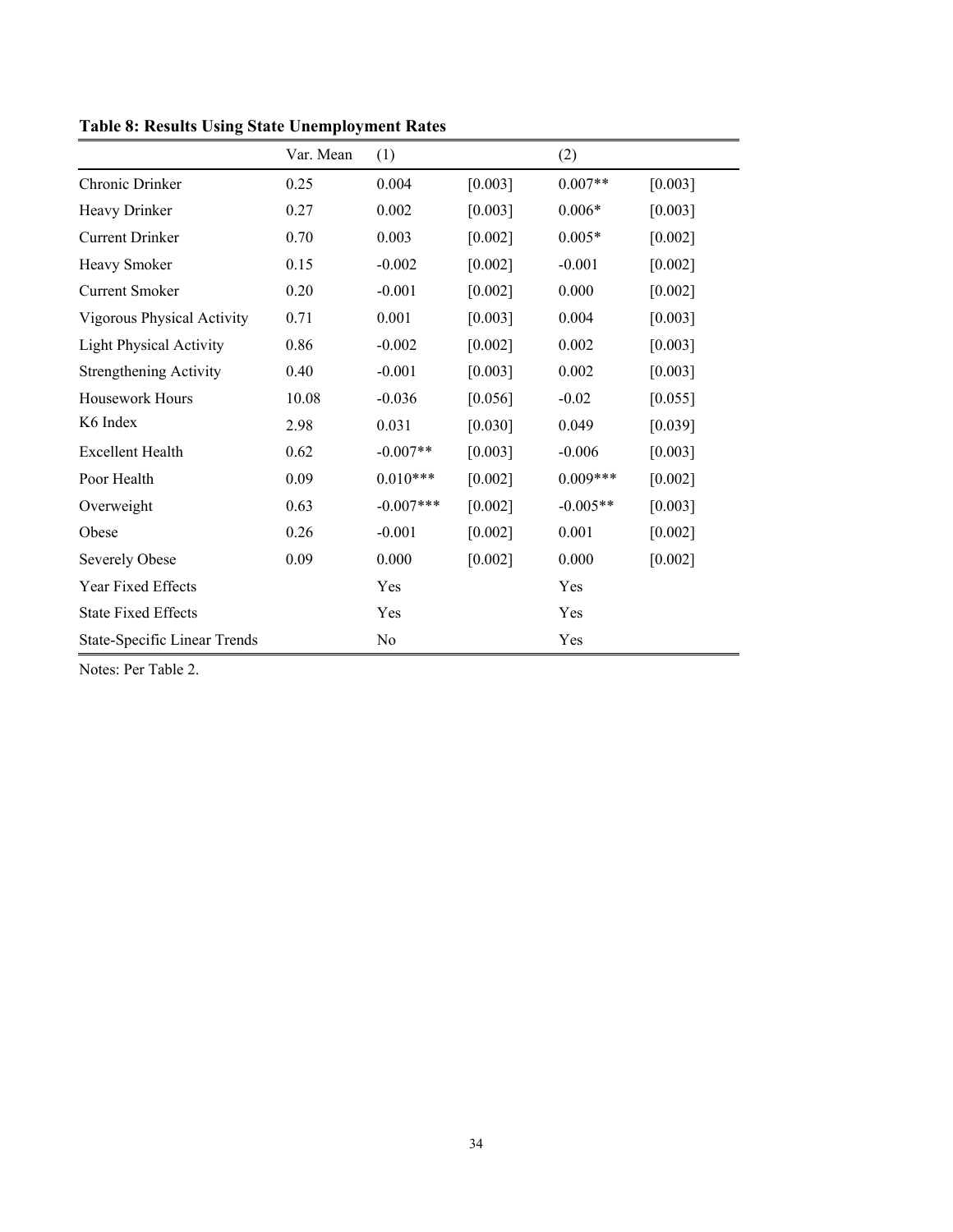**Table 8: Results Using State Unemployment Rates**

| | Var. Mean | (1) | | (2) | |
|---|---|---|---|---|---|
| Chronic Drinker | 0.25 | 0.004 | [0.003] | 0.007** | [0.003] |
| Heavy Drinker | 0.27 | 0.002 | [0.003] | 0.006* | [0.003] |
| Current Drinker | 0.70 | 0.003 | [0.002] | 0.005* | [0.002] |
| Heavy Smoker | 0.15 | -0.002 | [0.002] | -0.001 | [0.002] |
| Current Smoker | 0.20 | -0.001 | [0.002] | 0.000 | [0.002] |
| Vigorous Physical Activity | 0.71 | 0.001 | [0.003] | 0.004 | [0.003] |
| Light Physical Activity | 0.86 | -0.002 | [0.002] | 0.002 | [0.003] |
| Strengthening Activity | 0.40 | -0.001 | [0.003] | 0.002 | [0.003] |
| Housework Hours | 10.08 | -0.036 | [0.056] | -0.02 | [0.055] |
| K6 Index | 2.98 | 0.031 | [0.030] | 0.049 | [0.039] |
| Excellent Health | 0.62 | -0.007** | [0.003] | -0.006 | [0.003] |
| Poor Health | 0.09 | 0.010*** | [0.002] | 0.009*** | [0.002] |
| Overweight | 0.63 | -0.007*** | [0.002] | -0.005** | [0.003] |
| Obese | 0.26 | -0.001 | [0.002] | 0.001 | [0.002] |
| Severely Obese | 0.09 | 0.000 | [0.002] | 0.000 | [0.002] |
| Year Fixed Effects | | Yes | | Yes | |
| State Fixed Effects | | Yes | | Yes | |
| State-Specific Linear Trends | | No | | Yes | |

Notes: Per Table 2.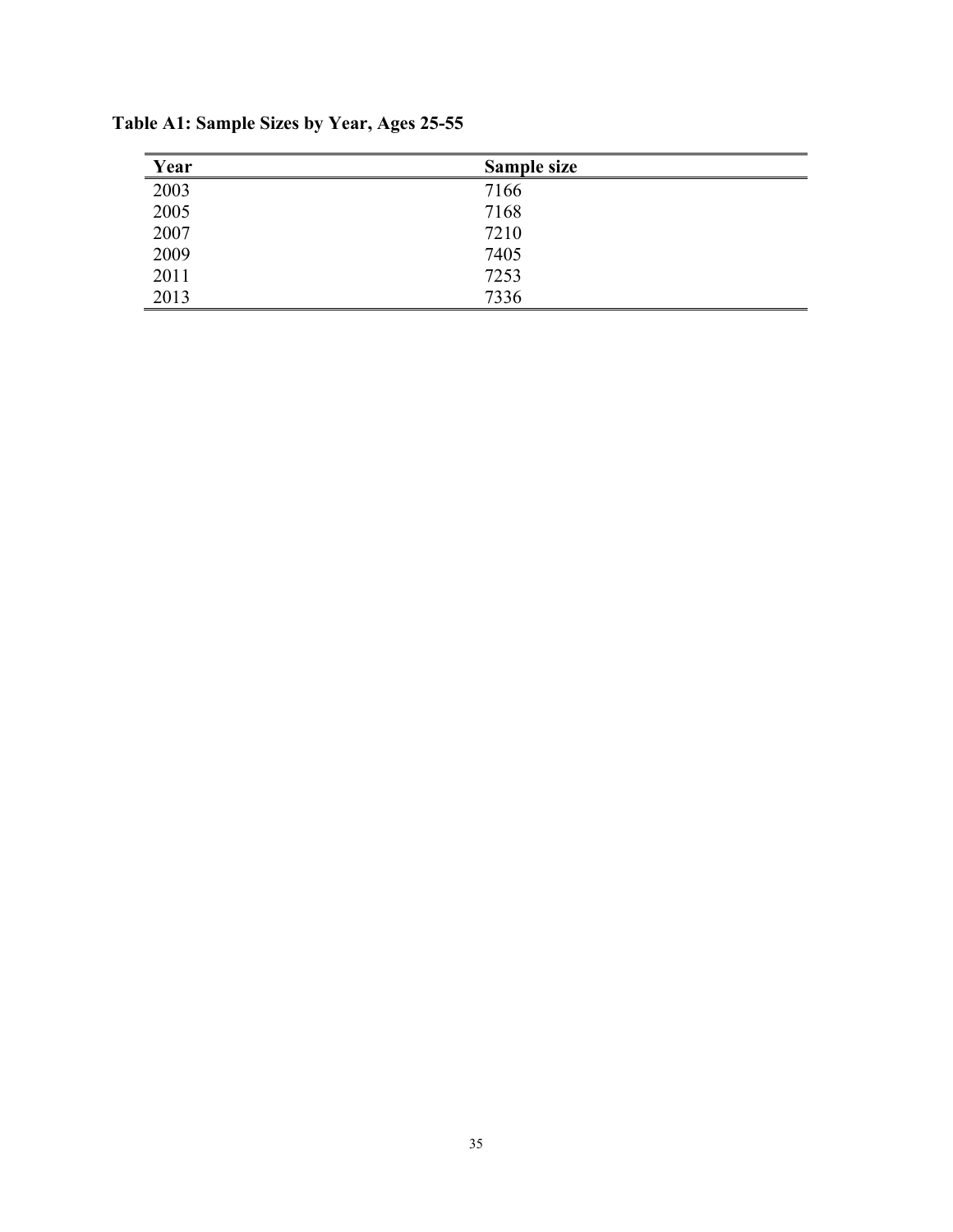**Table A1: Sample Sizes by Year, Ages 25-55**

| Year | Sample size |
|---|---|
| 2003 | 7166 |
| 2005 | 7168 |
| 2007 | 7210 |
| 2009 | 7405 |
| 2011 | 7253 |
| 2013 | 7336 |